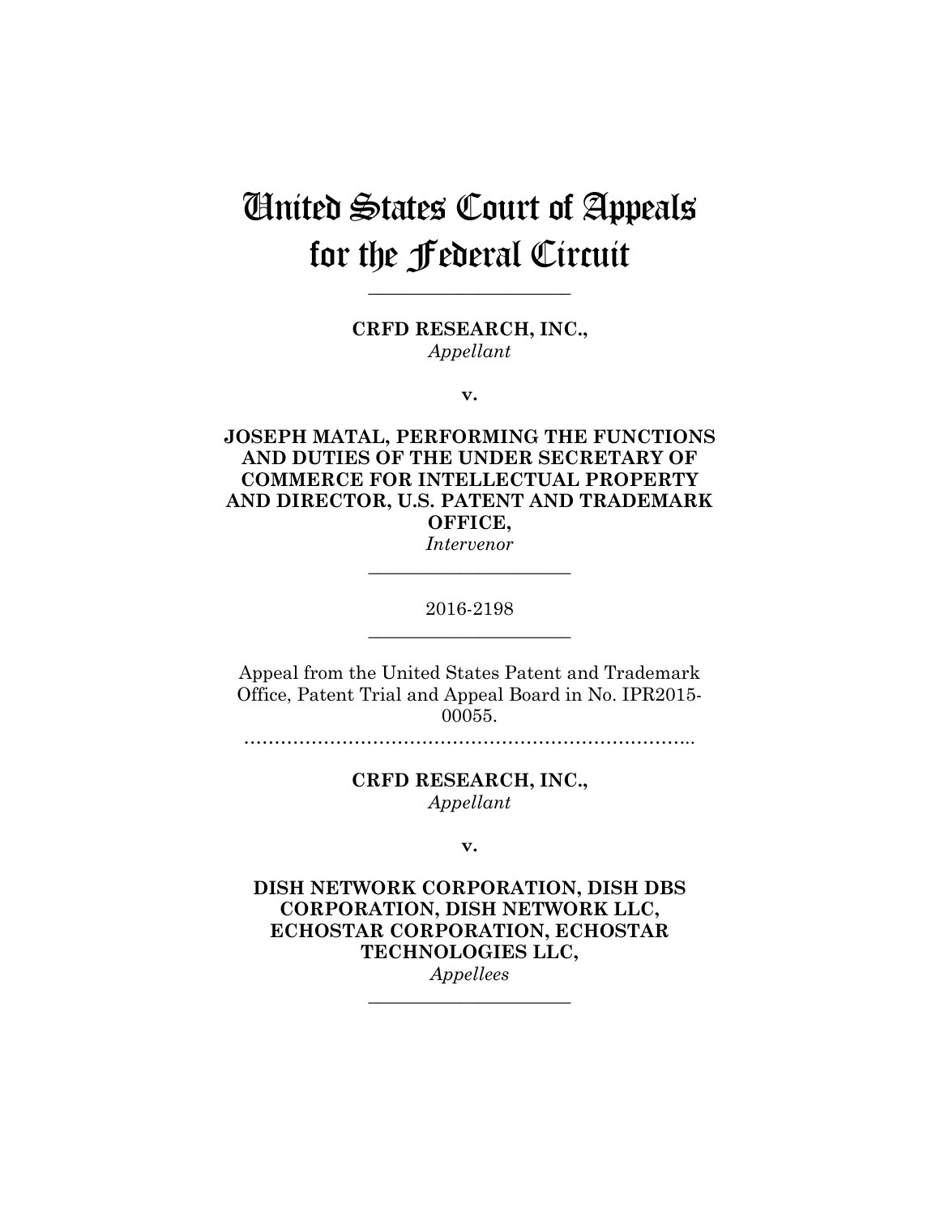# United States Court of Appeals for the Federal Circuit

______________________

**CRFD RESEARCH, INC.,**
*Appellant*

**v.**

**JOSEPH MATAL, PERFORMING THE FUNCTIONS AND DUTIES OF THE UNDER SECRETARY OF COMMERCE FOR INTELLECTUAL PROPERTY AND DIRECTOR, U.S. PATENT AND TRADEMARK OFFICE,**
*Intervenor*

______________________

2016-2198

______________________

Appeal from the United States Patent and Trademark Office, Patent Trial and Appeal Board in No. IPR2015-00055.

…………………………………………………………………..

**CRFD RESEARCH, INC.,**
*Appellant*

**v.**

**DISH NETWORK CORPORATION, DISH DBS CORPORATION, DISH NETWORK LLC, ECHOSTAR CORPORATION, ECHOSTAR TECHNOLOGIES LLC,**
*Appellees*

______________________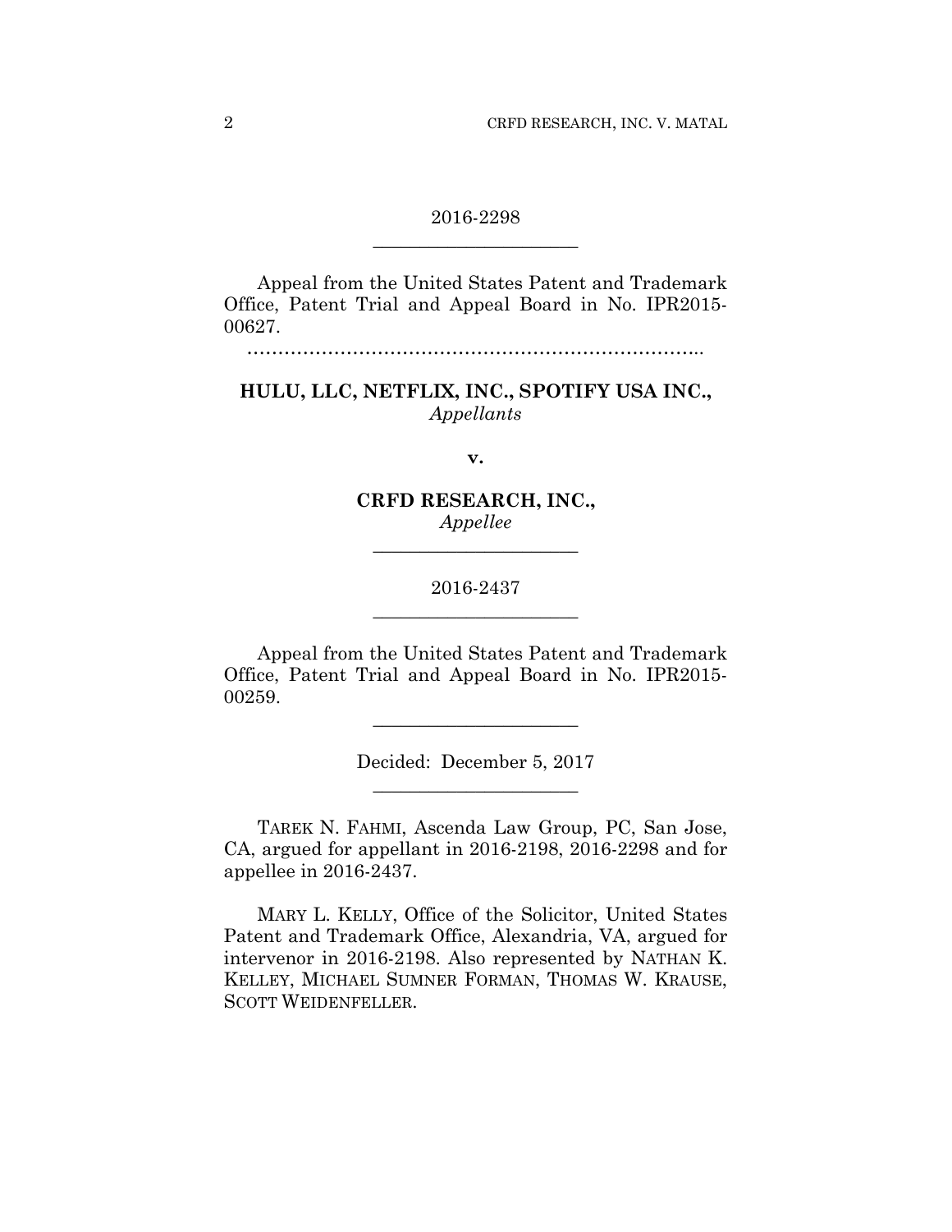2016-2298

---

Appeal from the United States Patent and Trademark Office, Patent Trial and Appeal Board in No. IPR2015-00627.

…………………………………………………………………..

**HULU, LLC, NETFLIX, INC., SPOTIFY USA INC.,**
*Appellants*

**v.**

**CRFD RESEARCH, INC.,**
*Appellee*

---

2016-2437

---

Appeal from the United States Patent and Trademark Office, Patent Trial and Appeal Board in No. IPR2015-00259.

---

Decided: December 5, 2017

---

TAREK N. FAHMI, Ascenda Law Group, PC, San Jose, CA, argued for appellant in 2016-2198, 2016-2298 and for appellee in 2016-2437.

MARY L. KELLY, Office of the Solicitor, United States Patent and Trademark Office, Alexandria, VA, argued for intervenor in 2016-2198. Also represented by NATHAN K. KELLEY, MICHAEL SUMNER FORMAN, THOMAS W. KRAUSE, SCOTT WEIDENFELLER.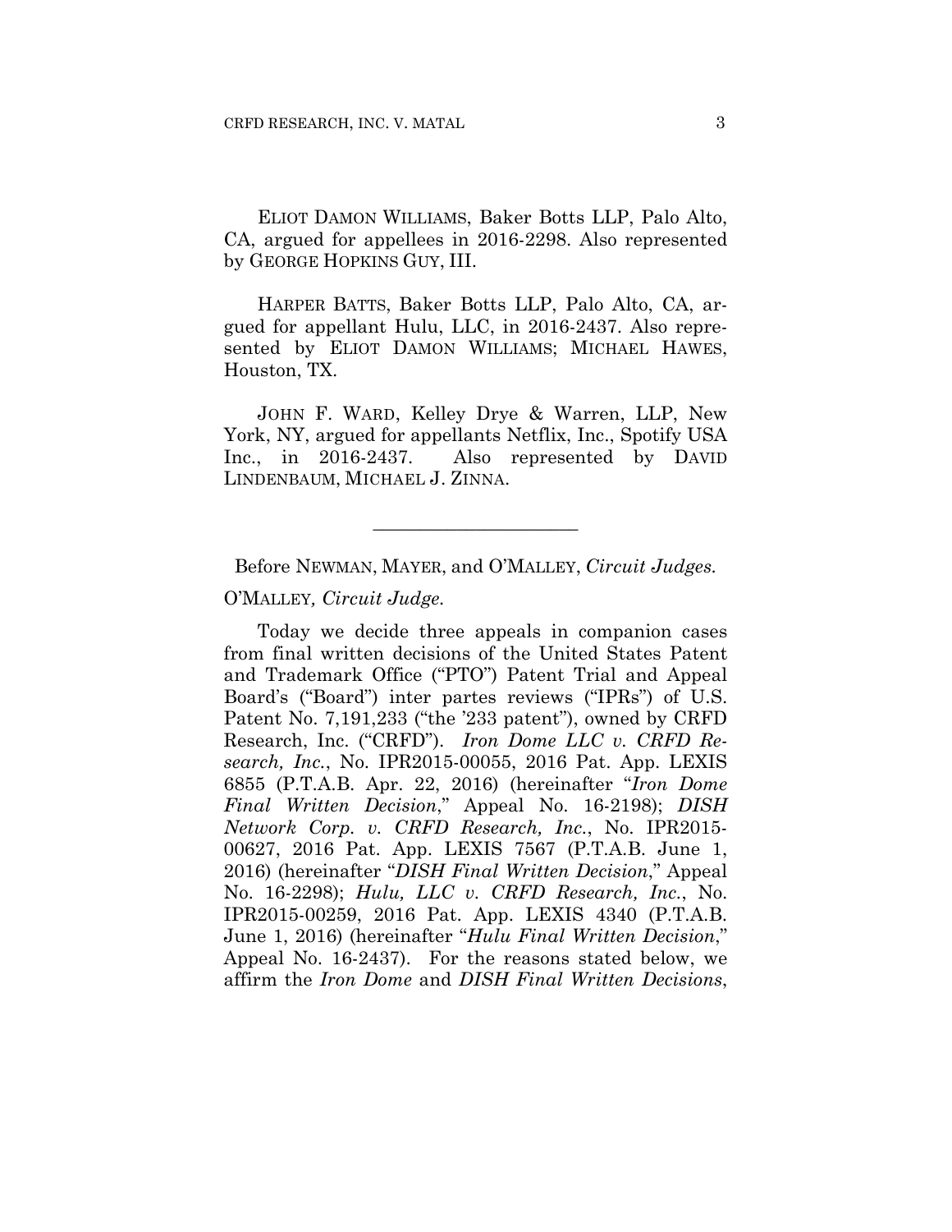ELIOT DAMON WILLIAMS, Baker Botts LLP, Palo Alto, CA, argued for appellees in 2016-2298. Also represented by GEORGE HOPKINS GUY, III.

HARPER BATTS, Baker Botts LLP, Palo Alto, CA, argued for appellant Hulu, LLC, in 2016-2437. Also represented by ELIOT DAMON WILLIAMS; MICHAEL HAWES, Houston, TX.

JOHN F. WARD, Kelley Drye & Warren, LLP, New York, NY, argued for appellants Netflix, Inc., Spotify USA Inc., in 2016-2437. Also represented by DAVID LINDENBAUM, MICHAEL J. ZINNA.

---

Before NEWMAN, MAYER, and O'MALLEY, *Circuit Judges.*

O'MALLEY*, Circuit Judge.*

Today we decide three appeals in companion cases from final written decisions of the United States Patent and Trademark Office ("PTO") Patent Trial and Appeal Board's ("Board") inter partes reviews ("IPRs") of U.S. Patent No. 7,191,233 ("the '233 patent"), owned by CRFD Research, Inc. ("CRFD"). *Iron Dome LLC v. CRFD Research, Inc.*, No. IPR2015-00055, 2016 Pat. App. LEXIS 6855 (P.T.A.B. Apr. 22, 2016) (hereinafter "*Iron Dome Final Written Decision*," Appeal No. 16-2198); *DISH Network Corp. v. CRFD Research, Inc.*, No. IPR2015-00627, 2016 Pat. App. LEXIS 7567 (P.T.A.B. June 1, 2016) (hereinafter "*DISH Final Written Decision*," Appeal No. 16-2298); *Hulu, LLC v. CRFD Research, Inc.*, No. IPR2015-00259, 2016 Pat. App. LEXIS 4340 (P.T.A.B. June 1, 2016) (hereinafter "*Hulu Final Written Decision*," Appeal No. 16-2437). For the reasons stated below, we affirm the *Iron Dome* and *DISH Final Written Decisions*,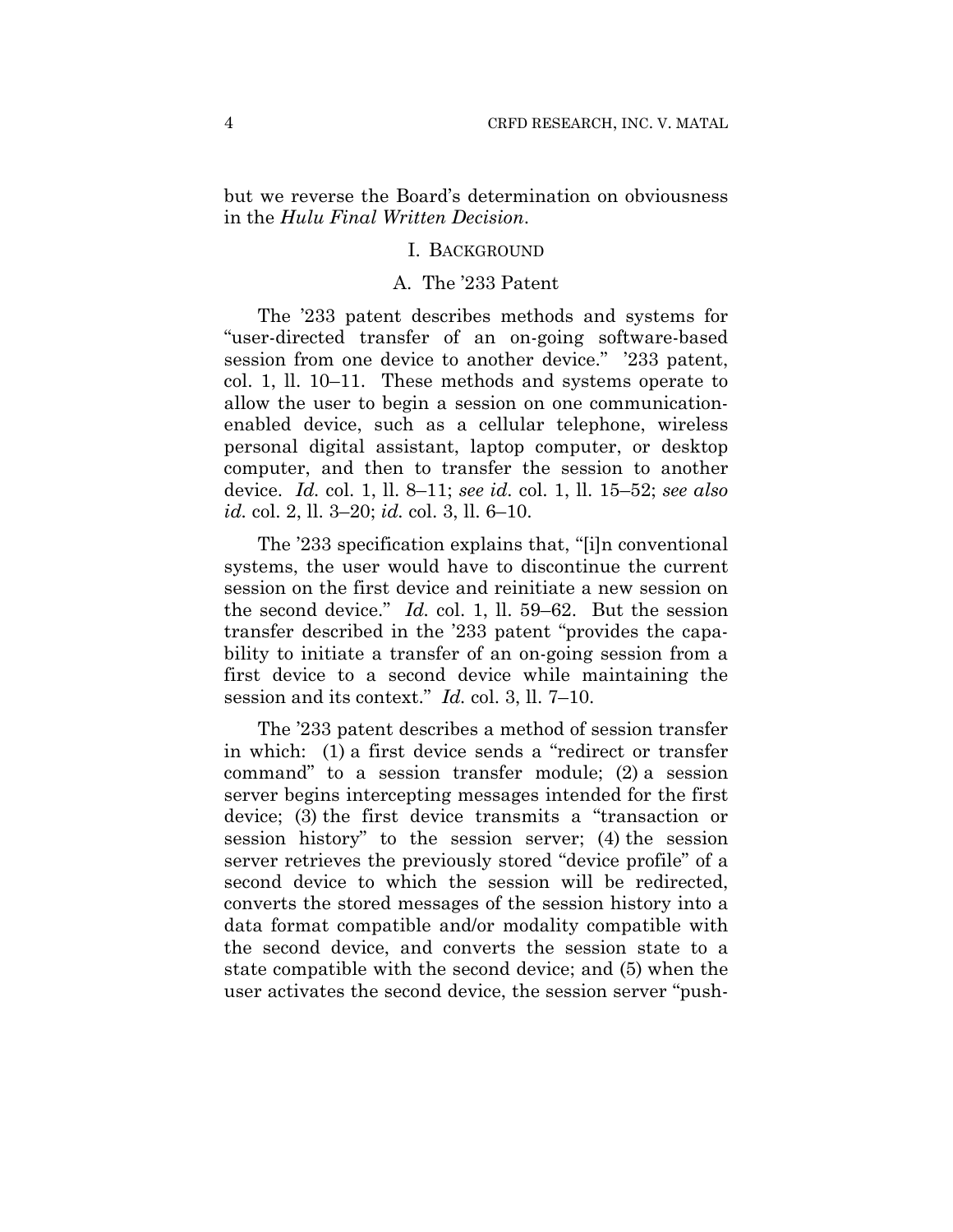but we reverse the Board's determination on obviousness in the *Hulu Final Written Decision*.

## I. BACKGROUND

### A. The '233 Patent

The '233 patent describes methods and systems for "user-directed transfer of an on-going software-based session from one device to another device." '233 patent, col. 1, ll. 10–11. These methods and systems operate to allow the user to begin a session on one communication-enabled device, such as a cellular telephone, wireless personal digital assistant, laptop computer, or desktop computer, and then to transfer the session to another device. *Id.* col. 1, ll. 8–11; *see id.* col. 1, ll. 15–52; *see also id.* col. 2, ll. 3–20; *id.* col. 3, ll. 6–10.

The '233 specification explains that, "[i]n conventional systems, the user would have to discontinue the current session on the first device and reinitiate a new session on the second device." *Id.* col. 1, ll. 59–62. But the session transfer described in the '233 patent "provides the capability to initiate a transfer of an on-going session from a first device to a second device while maintaining the session and its context." *Id.* col. 3, ll. 7–10.

The '233 patent describes a method of session transfer in which: (1) a first device sends a "redirect or transfer command" to a session transfer module; (2) a session server begins intercepting messages intended for the first device; (3) the first device transmits a "transaction or session history" to the session server; (4) the session server retrieves the previously stored "device profile" of a second device to which the session will be redirected, converts the stored messages of the session history into a data format compatible and/or modality compatible with the second device, and converts the session state to a state compatible with the second device; and (5) when the user activates the second device, the session server "push-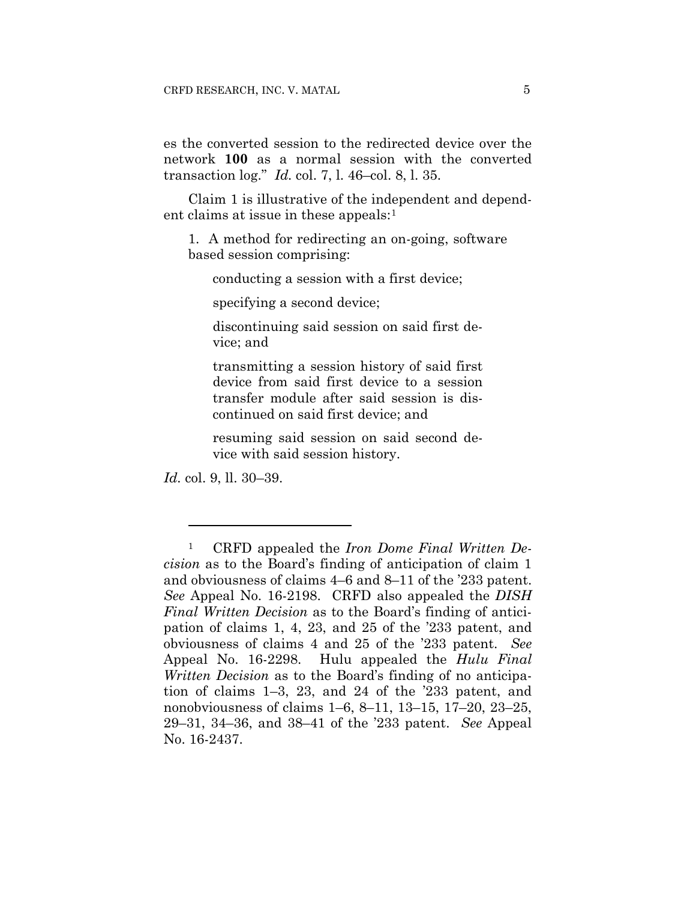es the converted session to the redirected device over the network **100** as a normal session with the converted transaction log." *Id.* col. 7, l. 46–col. 8, l. 35.

Claim 1 is illustrative of the independent and dependent claims at issue in these appeals:[1]

> 1. A method for redirecting an on-going, software based session comprising:
>
> > conducting a session with a first device;
> >
> > specifying a second device;
> >
> > discontinuing said session on said first device; and
> >
> > transmitting a session history of said first device from said first device to a session transfer module after said session is discontinued on said first device; and
> >
> > resuming said session on said second device with said session history.

*Id.* col. 9, ll. 30–39.

---

[1] CRFD appealed the *Iron Dome Final Written Decision* as to the Board's finding of anticipation of claim 1 and obviousness of claims 4–6 and 8–11 of the '233 patent. *See* Appeal No. 16-2198. CRFD also appealed the *DISH Final Written Decision* as to the Board's finding of anticipation of claims 1, 4, 23, and 25 of the '233 patent, and obviousness of claims 4 and 25 of the '233 patent. *See* Appeal No. 16-2298. Hulu appealed the *Hulu Final Written Decision* as to the Board's finding of no anticipation of claims 1–3, 23, and 24 of the '233 patent, and nonobviousness of claims 1–6, 8–11, 13–15, 17–20, 23–25, 29–31, 34–36, and 38–41 of the '233 patent. *See* Appeal No. 16-2437.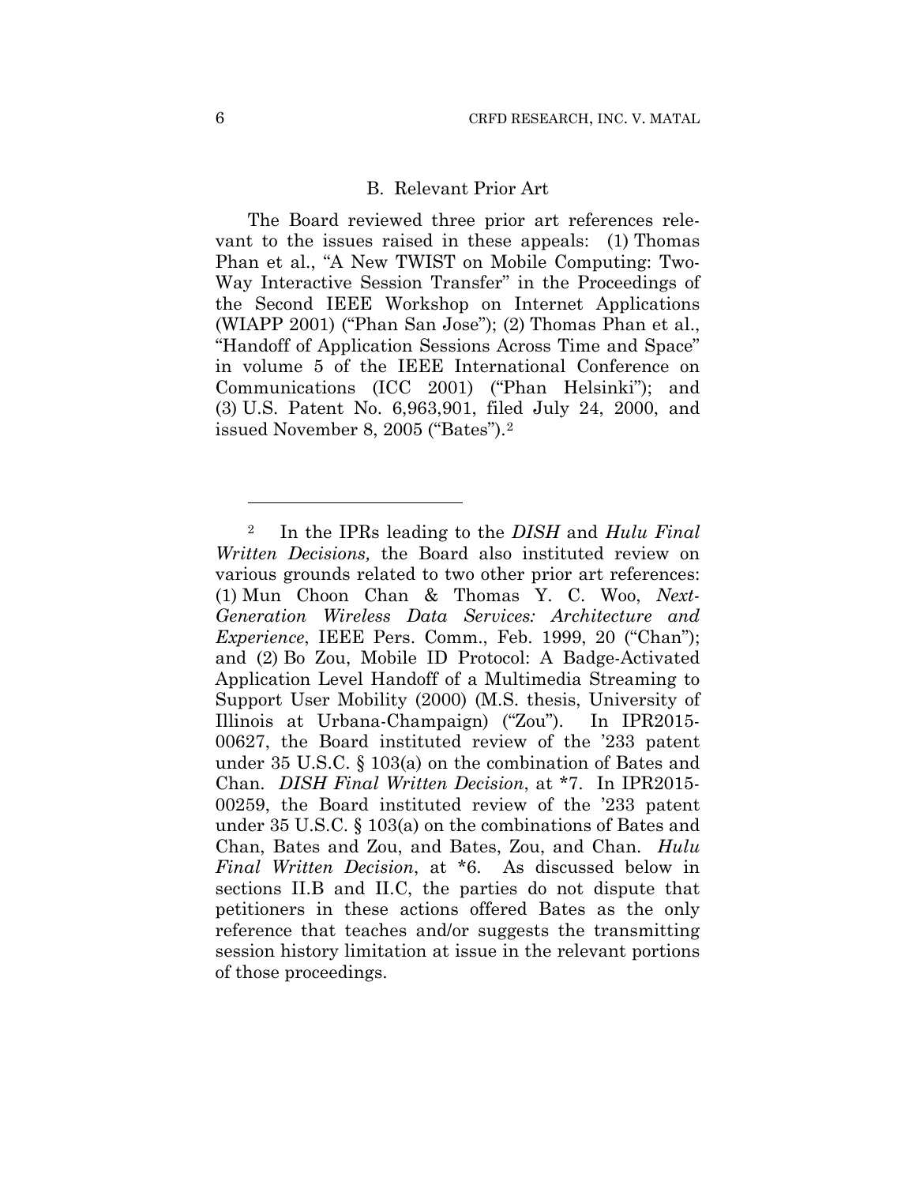### B. Relevant Prior Art

The Board reviewed three prior art references relevant to the issues raised in these appeals: (1) Thomas Phan et al., "A New TWIST on Mobile Computing: Two-Way Interactive Session Transfer" in the Proceedings of the Second IEEE Workshop on Internet Applications (WIAPP 2001) ("Phan San Jose"); (2) Thomas Phan et al., "Handoff of Application Sessions Across Time and Space" in volume 5 of the IEEE International Conference on Communications (ICC 2001) ("Phan Helsinki"); and (3) U.S. Patent No. 6,963,901, filed July 24, 2000, and issued November 8, 2005 ("Bates").[2]

---

[2] In the IPRs leading to the *DISH* and *Hulu Final Written Decisions,* the Board also instituted review on various grounds related to two other prior art references: (1) Mun Choon Chan & Thomas Y. C. Woo, *Next-Generation Wireless Data Services: Architecture and Experience*, IEEE Pers. Comm., Feb. 1999, 20 ("Chan"); and (2) Bo Zou, Mobile ID Protocol: A Badge-Activated Application Level Handoff of a Multimedia Streaming to Support User Mobility (2000) (M.S. thesis, University of Illinois at Urbana-Champaign) ("Zou"). In IPR2015-00627, the Board instituted review of the '233 patent under 35 U.S.C. § 103(a) on the combination of Bates and Chan. *DISH Final Written Decision*, at *7. In IPR2015-00259, the Board instituted review of the '233 patent under 35 U.S.C. § 103(a) on the combinations of Bates and Chan, Bates and Zou, and Bates, Zou, and Chan. *Hulu Final Written Decision*, at *6. As discussed below in sections II.B and II.C, the parties do not dispute that petitioners in these actions offered Bates as the only reference that teaches and/or suggests the transmitting session history limitation at issue in the relevant portions of those proceedings.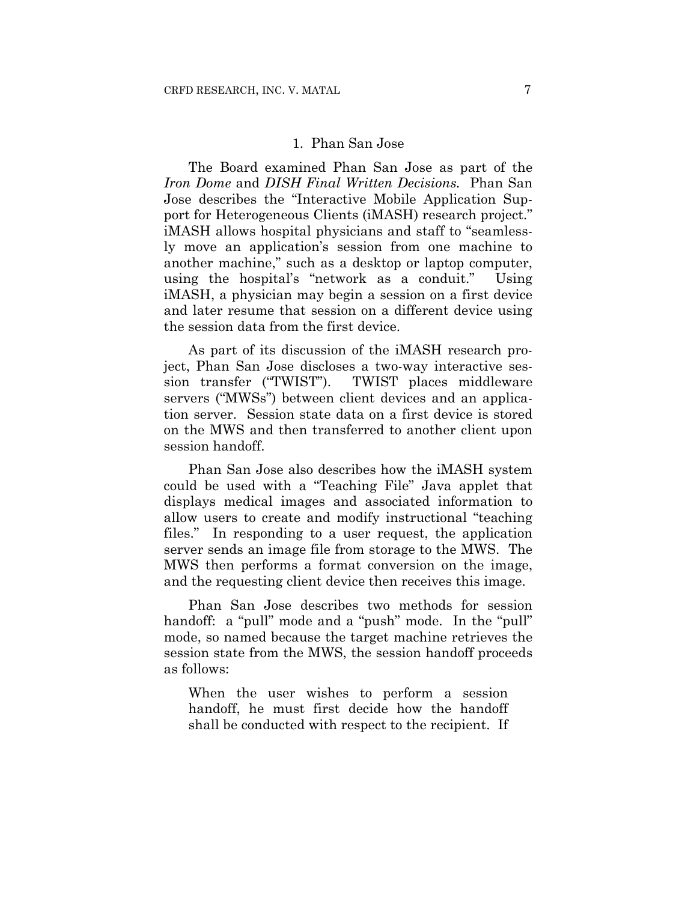### 1. Phan San Jose

The Board examined Phan San Jose as part of the *Iron Dome* and *DISH Final Written Decisions*. Phan San Jose describes the "Interactive Mobile Application Support for Heterogeneous Clients (iMASH) research project." iMASH allows hospital physicians and staff to "seamlessly move an application's session from one machine to another machine," such as a desktop or laptop computer, using the hospital's "network as a conduit." Using iMASH, a physician may begin a session on a first device and later resume that session on a different device using the session data from the first device.

As part of its discussion of the iMASH research project, Phan San Jose discloses a two-way interactive session transfer ("TWIST"). TWIST places middleware servers ("MWSs") between client devices and an application server. Session state data on a first device is stored on the MWS and then transferred to another client upon session handoff.

Phan San Jose also describes how the iMASH system could be used with a "Teaching File" Java applet that displays medical images and associated information to allow users to create and modify instructional "teaching files." In responding to a user request, the application server sends an image file from storage to the MWS. The MWS then performs a format conversion on the image, and the requesting client device then receives this image.

Phan San Jose describes two methods for session handoff: a "pull" mode and a "push" mode. In the "pull" mode, so named because the target machine retrieves the session state from the MWS, the session handoff proceeds as follows:

> When the user wishes to perform a session handoff, he must first decide how the handoff shall be conducted with respect to the recipient. If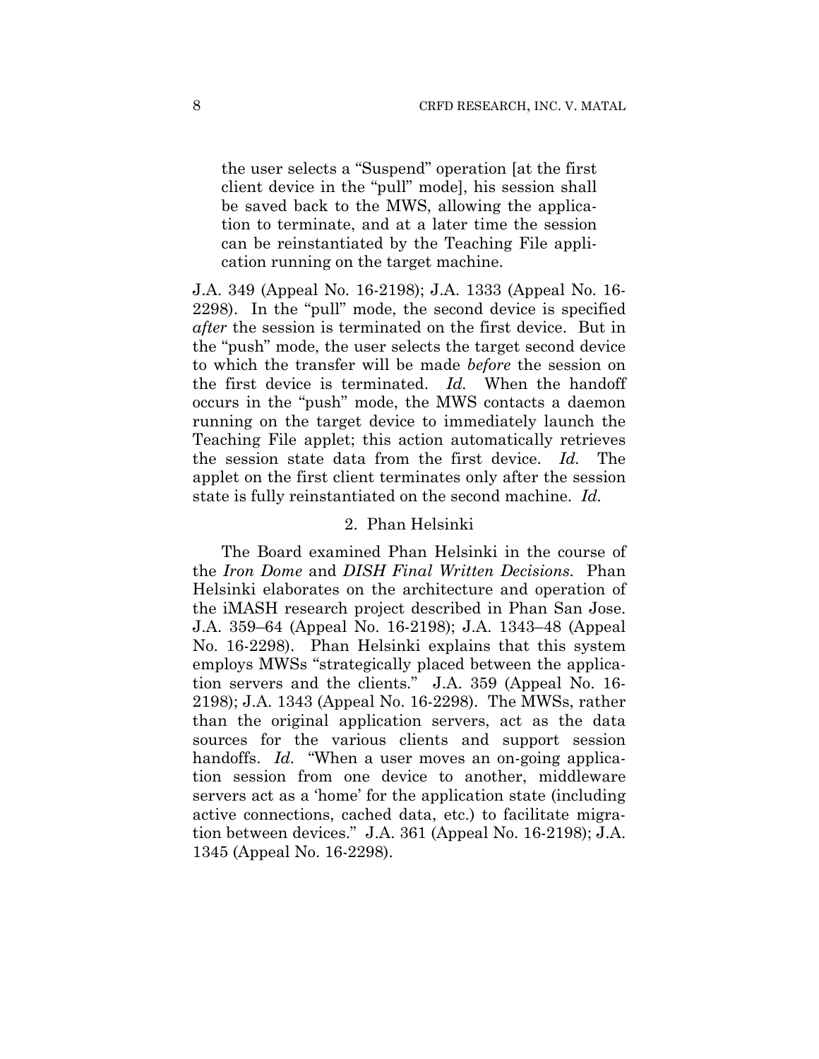> the user selects a "Suspend" operation [at the first client device in the "pull" mode], his session shall be saved back to the MWS, allowing the application to terminate, and at a later time the session can be reinstantiated by the Teaching File application running on the target machine.

J.A. 349 (Appeal No. 16-2198); J.A. 1333 (Appeal No. 16-2298). In the "pull" mode, the second device is specified *after* the session is terminated on the first device. But in the "push" mode, the user selects the target second device to which the transfer will be made *before* the session on the first device is terminated. *Id.* When the handoff occurs in the "push" mode, the MWS contacts a daemon running on the target device to immediately launch the Teaching File applet; this action automatically retrieves the session state data from the first device. *Id.* The applet on the first client terminates only after the session state is fully reinstantiated on the second machine. *Id.*

2. Phan Helsinki

The Board examined Phan Helsinki in the course of the *Iron Dome* and *DISH Final Written Decisions.* Phan Helsinki elaborates on the architecture and operation of the iMASH research project described in Phan San Jose. J.A. 359–64 (Appeal No. 16-2198); J.A. 1343–48 (Appeal No. 16-2298). Phan Helsinki explains that this system employs MWSs "strategically placed between the application servers and the clients." J.A. 359 (Appeal No. 16-2198); J.A. 1343 (Appeal No. 16-2298). The MWSs, rather than the original application servers, act as the data sources for the various clients and support session handoffs. *Id.* "When a user moves an on-going application session from one device to another, middleware servers act as a 'home' for the application state (including active connections, cached data, etc.) to facilitate migration between devices." J.A. 361 (Appeal No. 16-2198); J.A. 1345 (Appeal No. 16-2298).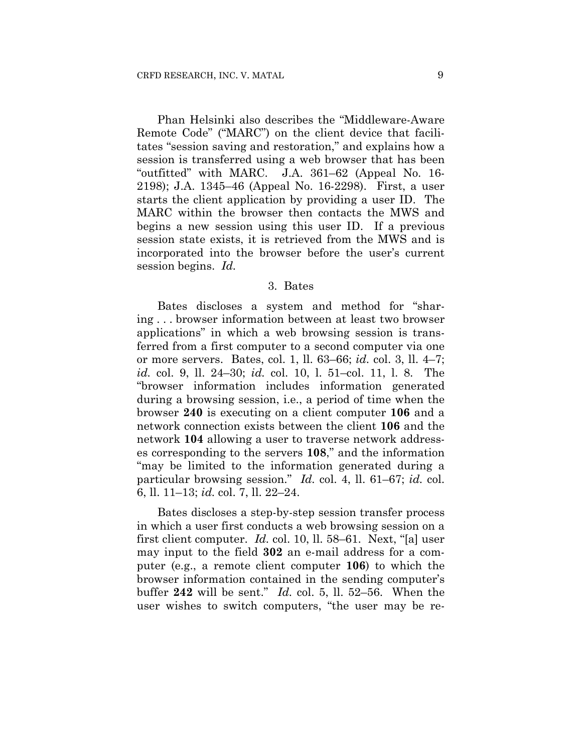Phan Helsinki also describes the "Middleware-Aware Remote Code" ("MARC") on the client device that facilitates "session saving and restoration," and explains how a session is transferred using a web browser that has been "outfitted" with MARC. J.A. 361–62 (Appeal No. 16-2198); J.A. 1345–46 (Appeal No. 16-2298). First, a user starts the client application by providing a user ID. The MARC within the browser then contacts the MWS and begins a new session using this user ID. If a previous session state exists, it is retrieved from the MWS and is incorporated into the browser before the user's current session begins. *Id.*

3. Bates

Bates discloses a system and method for "sharing . . . browser information between at least two browser applications" in which a web browsing session is transferred from a first computer to a second computer via one or more servers. Bates, col. 1, ll. 63–66; *id.* col. 3, ll. 4–7; *id.* col. 9, ll. 24–30; *id.* col. 10, l. 51–col. 11, l. 8. The "browser information includes information generated during a browsing session, i.e., a period of time when the browser **240** is executing on a client computer **106** and a network connection exists between the client **106** and the network **104** allowing a user to traverse network addresses corresponding to the servers **108**," and the information "may be limited to the information generated during a particular browsing session." *Id.* col. 4, ll. 61–67; *id.* col. 6, ll. 11–13; *id.* col. 7, ll. 22–24.

Bates discloses a step-by-step session transfer process in which a user first conducts a web browsing session on a first client computer. *Id.* col. 10, ll. 58–61. Next, "[a] user may input to the field **302** an e-mail address for a computer (e.g., a remote client computer **106**) to which the browser information contained in the sending computer's buffer **242** will be sent." *Id.* col. 5, ll. 52–56. When the user wishes to switch computers, "the user may be re-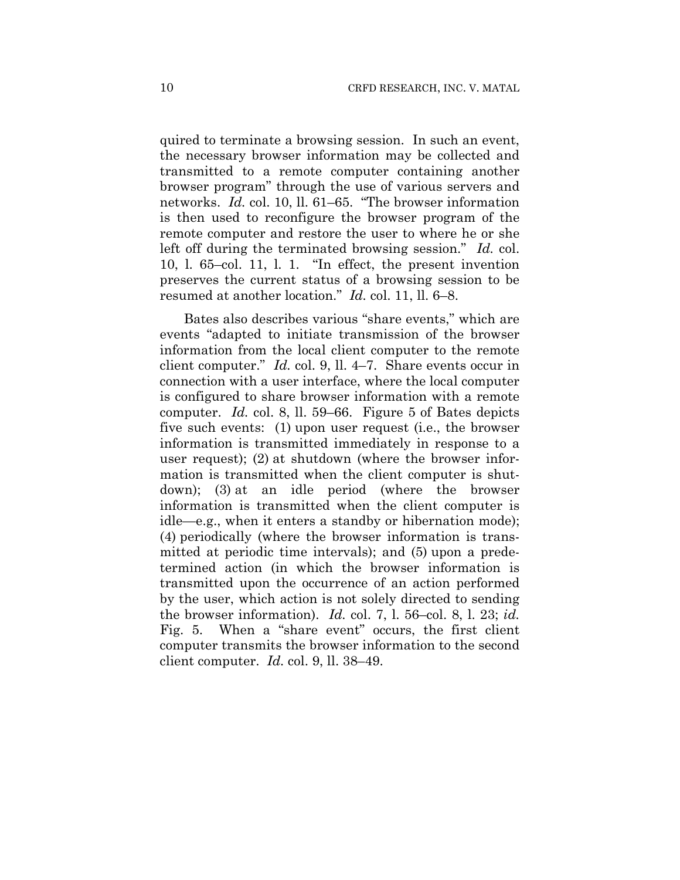quired to terminate a browsing session. In such an event, the necessary browser information may be collected and transmitted to a remote computer containing another browser program" through the use of various servers and networks. *Id.* col. 10, ll. 61–65. "The browser information is then used to reconfigure the browser program of the remote computer and restore the user to where he or she left off during the terminated browsing session." *Id.* col. 10, l. 65–col. 11, l. 1. "In effect, the present invention preserves the current status of a browsing session to be resumed at another location." *Id.* col. 11, ll. 6–8.

Bates also describes various "share events," which are events "adapted to initiate transmission of the browser information from the local client computer to the remote client computer." *Id.* col. 9, ll. 4–7. Share events occur in connection with a user interface, where the local computer is configured to share browser information with a remote computer. *Id.* col. 8, ll. 59–66. Figure 5 of Bates depicts five such events: (1) upon user request (i.e., the browser information is transmitted immediately in response to a user request); (2) at shutdown (where the browser information is transmitted when the client computer is shutdown); (3) at an idle period (where the browser information is transmitted when the client computer is idle—e.g., when it enters a standby or hibernation mode); (4) periodically (where the browser information is transmitted at periodic time intervals); and (5) upon a predetermined action (in which the browser information is transmitted upon the occurrence of an action performed by the user, which action is not solely directed to sending the browser information). *Id.* col. 7, l. 56–col. 8, l. 23; *id.* Fig. 5. When a "share event" occurs, the first client computer transmits the browser information to the second client computer. *Id.* col. 9, ll. 38–49.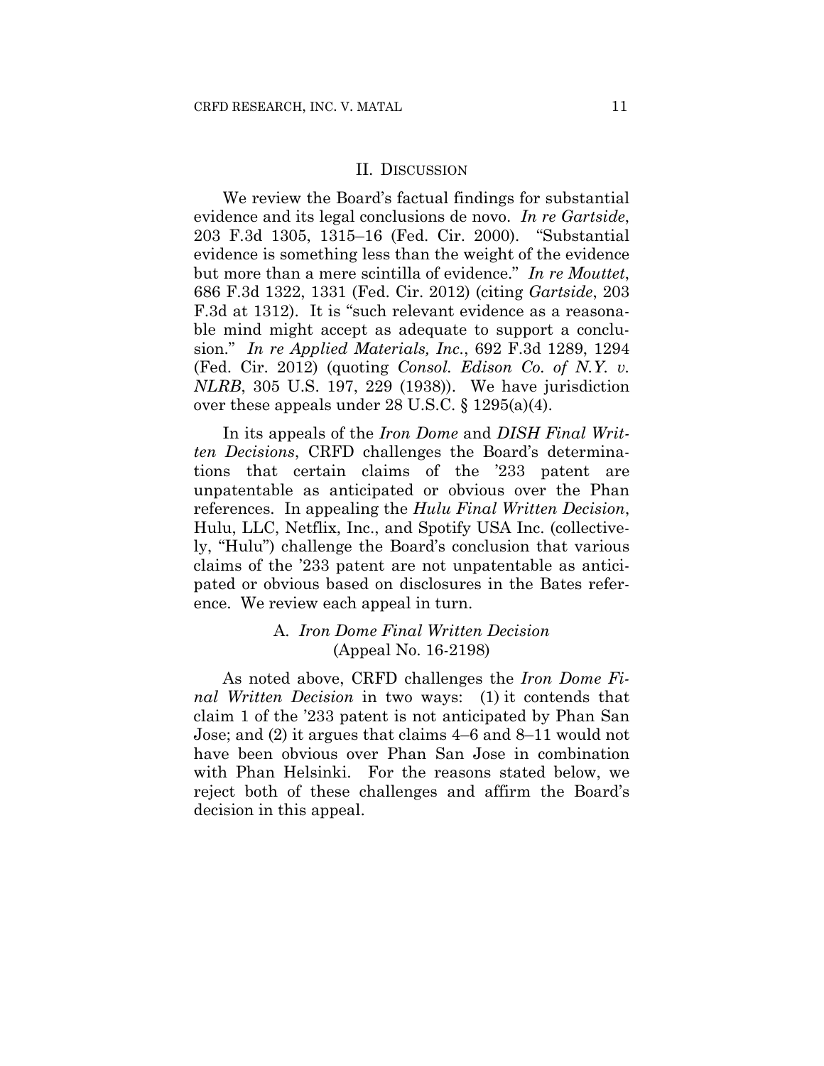## II. Discussion

We review the Board's factual findings for substantial evidence and its legal conclusions de novo. *In re Gartside*, 203 F.3d 1305, 1315–16 (Fed. Cir. 2000). "Substantial evidence is something less than the weight of the evidence but more than a mere scintilla of evidence." *In re Mouttet*, 686 F.3d 1322, 1331 (Fed. Cir. 2012) (citing *Gartside*, 203 F.3d at 1312). It is "such relevant evidence as a reasonable mind might accept as adequate to support a conclusion." *In re Applied Materials, Inc.*, 692 F.3d 1289, 1294 (Fed. Cir. 2012) (quoting *Consol. Edison Co. of N.Y. v. NLRB*, 305 U.S. 197, 229 (1938)). We have jurisdiction over these appeals under 28 U.S.C. § 1295(a)(4).

In its appeals of the *Iron Dome* and *DISH Final Written Decisions*, CRFD challenges the Board's determinations that certain claims of the '233 patent are unpatentable as anticipated or obvious over the Phan references. In appealing the *Hulu Final Written Decision*, Hulu, LLC, Netflix, Inc., and Spotify USA Inc. (collectively, "Hulu") challenge the Board's conclusion that various claims of the '233 patent are not unpatentable as anticipated or obvious based on disclosures in the Bates reference. We review each appeal in turn.

### A. *Iron Dome Final Written Decision* (Appeal No. 16-2198)

As noted above, CRFD challenges the *Iron Dome Final Written Decision* in two ways: (1) it contends that claim 1 of the '233 patent is not anticipated by Phan San Jose; and (2) it argues that claims 4–6 and 8–11 would not have been obvious over Phan San Jose in combination with Phan Helsinki. For the reasons stated below, we reject both of these challenges and affirm the Board's decision in this appeal.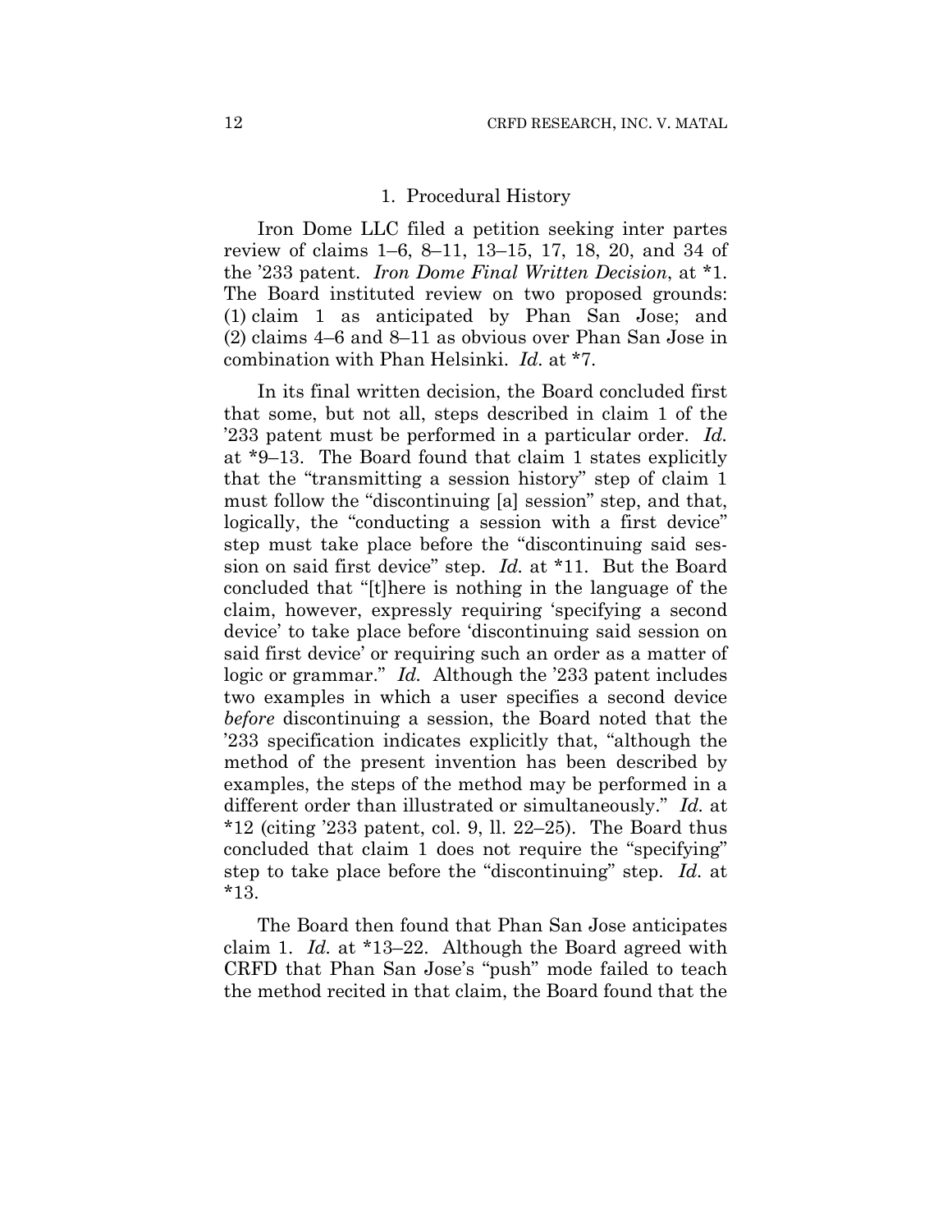### 1. Procedural History

Iron Dome LLC filed a petition seeking inter partes review of claims 1–6, 8–11, 13–15, 17, 18, 20, and 34 of the '233 patent. *Iron Dome Final Written Decision*, at \*1. The Board instituted review on two proposed grounds: (1) claim 1 as anticipated by Phan San Jose; and (2) claims 4–6 and 8–11 as obvious over Phan San Jose in combination with Phan Helsinki. *Id.* at \*7.

In its final written decision, the Board concluded first that some, but not all, steps described in claim 1 of the '233 patent must be performed in a particular order. *Id.* at \*9–13. The Board found that claim 1 states explicitly that the "transmitting a session history" step of claim 1 must follow the "discontinuing [a] session" step, and that, logically, the "conducting a session with a first device" step must take place before the "discontinuing said session on said first device" step. *Id.* at \*11. But the Board concluded that "[t]here is nothing in the language of the claim, however, expressly requiring 'specifying a second device' to take place before 'discontinuing said session on said first device' or requiring such an order as a matter of logic or grammar." *Id.* Although the '233 patent includes two examples in which a user specifies a second device *before* discontinuing a session, the Board noted that the '233 specification indicates explicitly that, "although the method of the present invention has been described by examples, the steps of the method may be performed in a different order than illustrated or simultaneously." *Id.* at \*12 (citing '233 patent, col. 9, ll. 22–25). The Board thus concluded that claim 1 does not require the "specifying" step to take place before the "discontinuing" step. *Id.* at \*13.

The Board then found that Phan San Jose anticipates claim 1. *Id.* at \*13–22. Although the Board agreed with CRFD that Phan San Jose's "push" mode failed to teach the method recited in that claim, the Board found that the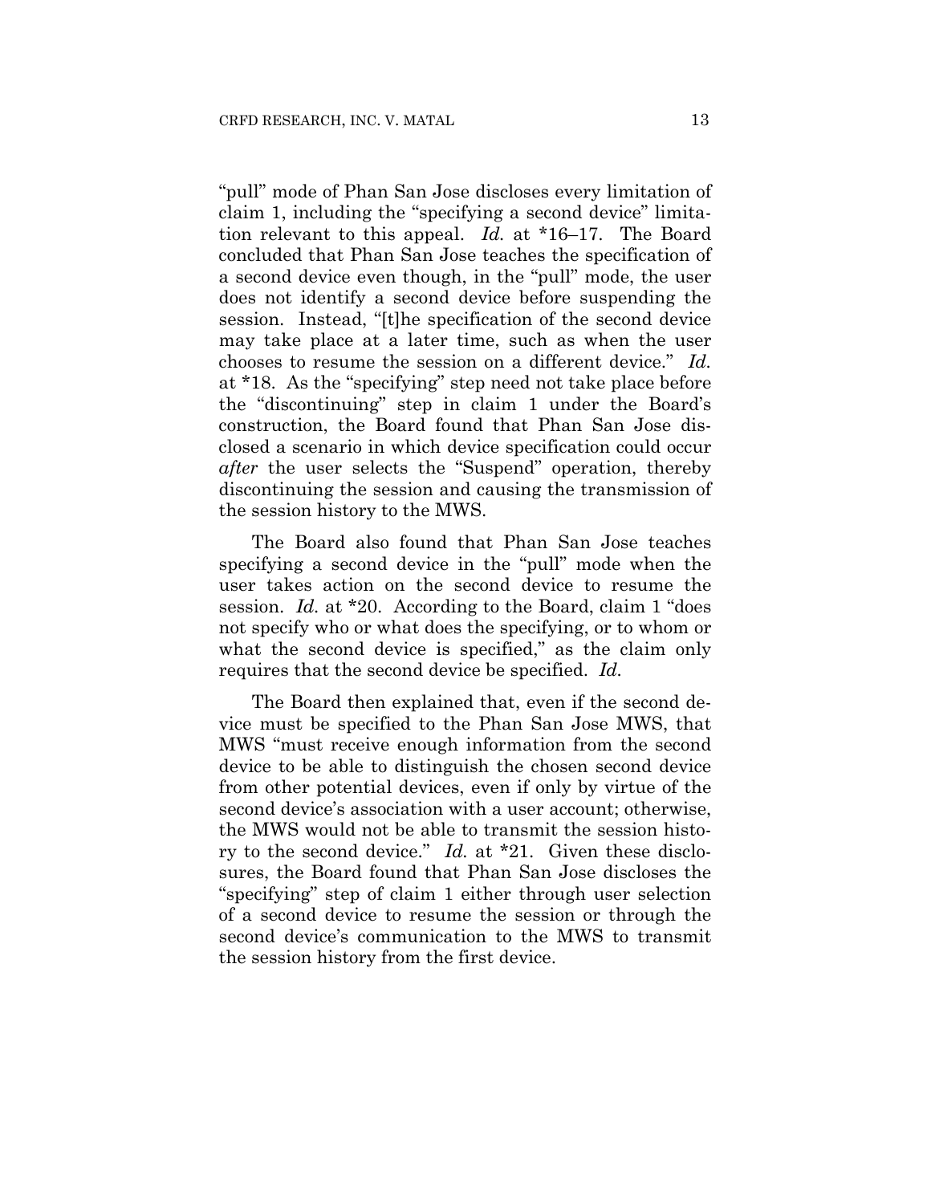"pull" mode of Phan San Jose discloses every limitation of claim 1, including the "specifying a second device" limitation relevant to this appeal. *Id.* at *16–17. The Board concluded that Phan San Jose teaches the specification of a second device even though, in the "pull" mode, the user does not identify a second device before suspending the session. Instead, "[t]he specification of the second device may take place at a later time, such as when the user chooses to resume the session on a different device." *Id.* at *18. As the "specifying" step need not take place before the "discontinuing" step in claim 1 under the Board's construction, the Board found that Phan San Jose disclosed a scenario in which device specification could occur *after* the user selects the "Suspend" operation, thereby discontinuing the session and causing the transmission of the session history to the MWS.

The Board also found that Phan San Jose teaches specifying a second device in the "pull" mode when the user takes action on the second device to resume the session. *Id.* at *20. According to the Board, claim 1 "does not specify who or what does the specifying, or to whom or what the second device is specified," as the claim only requires that the second device be specified. *Id.*

The Board then explained that, even if the second device must be specified to the Phan San Jose MWS, that MWS "must receive enough information from the second device to be able to distinguish the chosen second device from other potential devices, even if only by virtue of the second device's association with a user account; otherwise, the MWS would not be able to transmit the session history to the second device." *Id.* at *21. Given these disclosures, the Board found that Phan San Jose discloses the "specifying" step of claim 1 either through user selection of a second device to resume the session or through the second device's communication to the MWS to transmit the session history from the first device.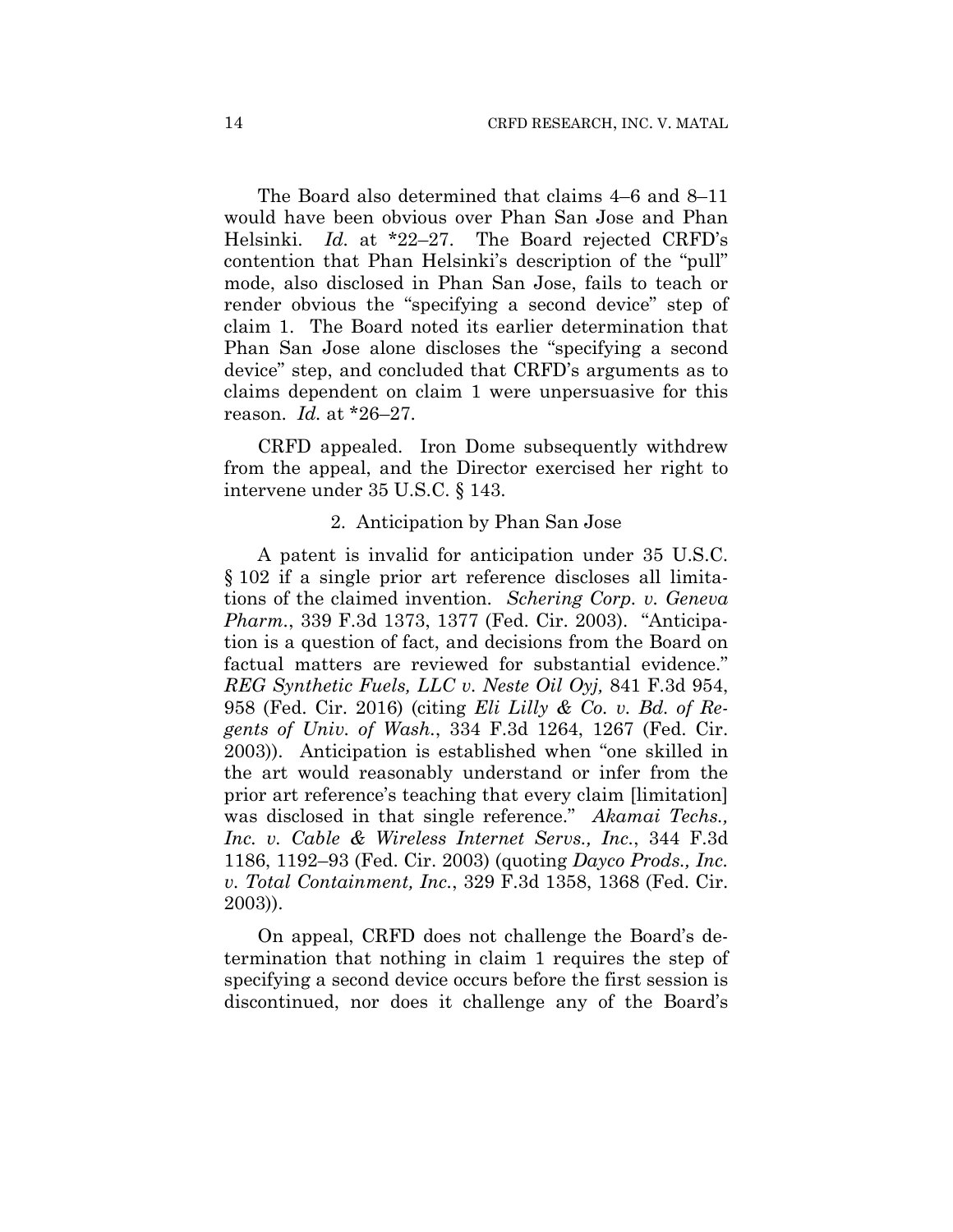The Board also determined that claims 4–6 and 8–11 would have been obvious over Phan San Jose and Phan Helsinki. *Id.* at *22–27. The Board rejected CRFD's contention that Phan Helsinki's description of the "pull" mode, also disclosed in Phan San Jose, fails to teach or render obvious the "specifying a second device" step of claim 1. The Board noted its earlier determination that Phan San Jose alone discloses the "specifying a second device" step, and concluded that CRFD's arguments as to claims dependent on claim 1 were unpersuasive for this reason. *Id.* at *26–27.

CRFD appealed. Iron Dome subsequently withdrew from the appeal, and the Director exercised her right to intervene under 35 U.S.C. § 143.

### 2. Anticipation by Phan San Jose

A patent is invalid for anticipation under 35 U.S.C. § 102 if a single prior art reference discloses all limitations of the claimed invention. *Schering Corp. v. Geneva Pharm.*, 339 F.3d 1373, 1377 (Fed. Cir. 2003). "Anticipation is a question of fact, and decisions from the Board on factual matters are reviewed for substantial evidence." *REG Synthetic Fuels, LLC v. Neste Oil Oyj,* 841 F.3d 954, 958 (Fed. Cir. 2016) (citing *Eli Lilly & Co. v. Bd. of Regents of Univ. of Wash.*, 334 F.3d 1264, 1267 (Fed. Cir. 2003)). Anticipation is established when "one skilled in the art would reasonably understand or infer from the prior art reference's teaching that every claim [limitation] was disclosed in that single reference." *Akamai Techs., Inc. v. Cable & Wireless Internet Servs., Inc.*, 344 F.3d 1186, 1192–93 (Fed. Cir. 2003) (quoting *Dayco Prods., Inc. v. Total Containment, Inc.*, 329 F.3d 1358, 1368 (Fed. Cir. 2003)).

On appeal, CRFD does not challenge the Board's determination that nothing in claim 1 requires the step of specifying a second device occurs before the first session is discontinued, nor does it challenge any of the Board's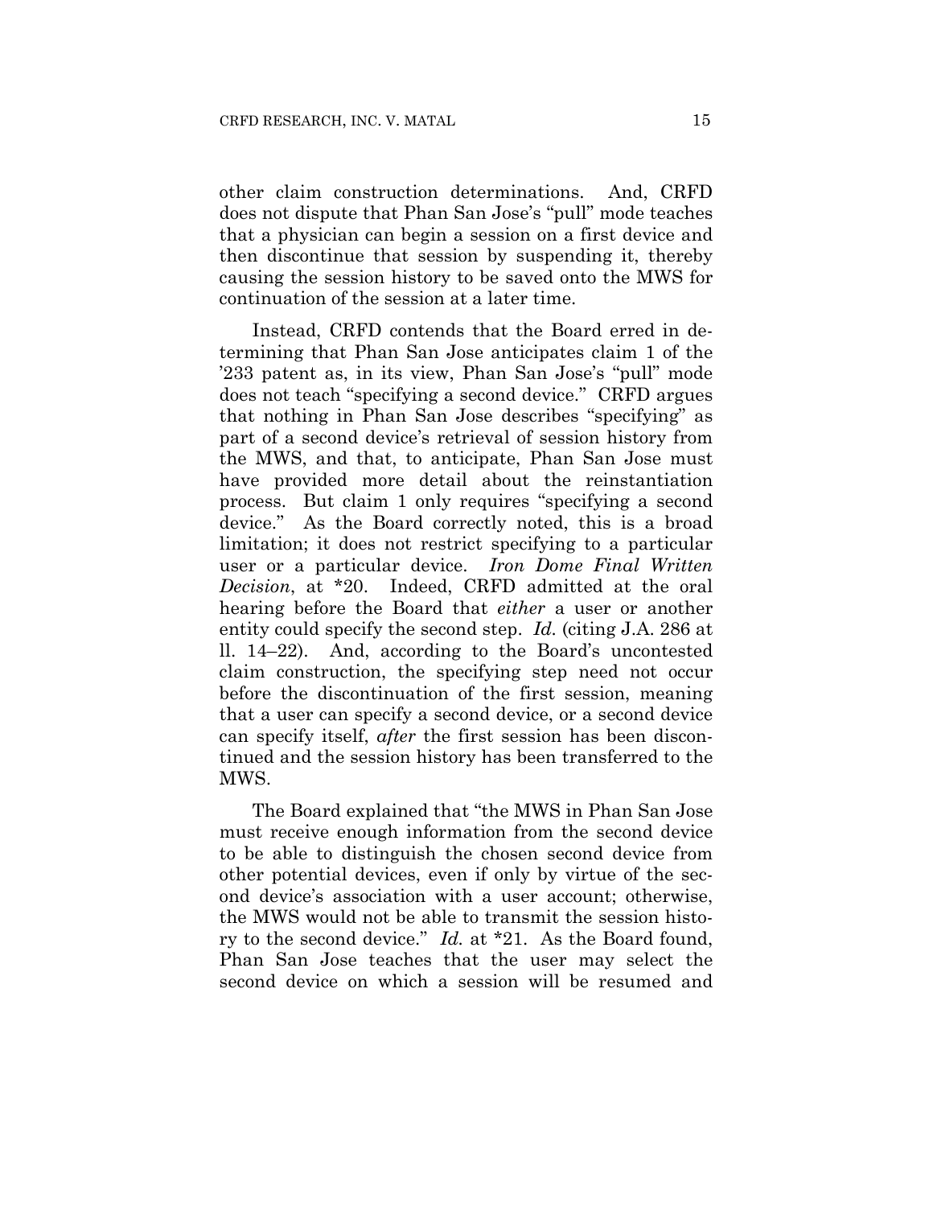other claim construction determinations. And, CRFD does not dispute that Phan San Jose's "pull" mode teaches that a physician can begin a session on a first device and then discontinue that session by suspending it, thereby causing the session history to be saved onto the MWS for continuation of the session at a later time.

Instead, CRFD contends that the Board erred in determining that Phan San Jose anticipates claim 1 of the '233 patent as, in its view, Phan San Jose's "pull" mode does not teach "specifying a second device." CRFD argues that nothing in Phan San Jose describes "specifying" as part of a second device's retrieval of session history from the MWS, and that, to anticipate, Phan San Jose must have provided more detail about the reinstantiation process. But claim 1 only requires "specifying a second device." As the Board correctly noted, this is a broad limitation; it does not restrict specifying to a particular user or a particular device. *Iron Dome Final Written Decision*, at *20. Indeed, CRFD admitted at the oral hearing before the Board that *either* a user or another entity could specify the second step. *Id.* (citing J.A. 286 at ll. 14–22). And, according to the Board's uncontested claim construction, the specifying step need not occur before the discontinuation of the first session, meaning that a user can specify a second device, or a second device can specify itself, *after* the first session has been discontinued and the session history has been transferred to the MWS.

The Board explained that "the MWS in Phan San Jose must receive enough information from the second device to be able to distinguish the chosen second device from other potential devices, even if only by virtue of the second device's association with a user account; otherwise, the MWS would not be able to transmit the session history to the second device." *Id.* at *21. As the Board found, Phan San Jose teaches that the user may select the second device on which a session will be resumed and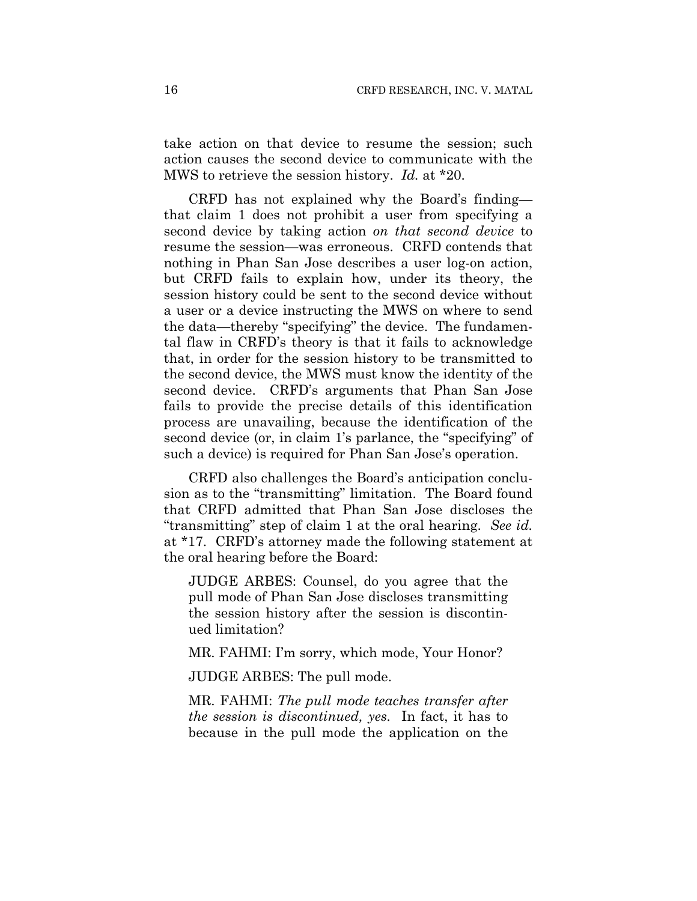take action on that device to resume the session; such action causes the second device to communicate with the MWS to retrieve the session history. *Id.* at *20.

CRFD has not explained why the Board's finding—that claim 1 does not prohibit a user from specifying a second device by taking action *on that second device* to resume the session—was erroneous. CRFD contends that nothing in Phan San Jose describes a user log-on action, but CRFD fails to explain how, under its theory, the session history could be sent to the second device without a user or a device instructing the MWS on where to send the data—thereby "specifying" the device. The fundamental flaw in CRFD's theory is that it fails to acknowledge that, in order for the session history to be transmitted to the second device, the MWS must know the identity of the second device. CRFD's arguments that Phan San Jose fails to provide the precise details of this identification process are unavailing, because the identification of the second device (or, in claim 1's parlance, the "specifying" of such a device) is required for Phan San Jose's operation.

CRFD also challenges the Board's anticipation conclusion as to the "transmitting" limitation. The Board found that CRFD admitted that Phan San Jose discloses the "transmitting" step of claim 1 at the oral hearing. *See id.* at *17. CRFD's attorney made the following statement at the oral hearing before the Board:

> JUDGE ARBES: Counsel, do you agree that the pull mode of Phan San Jose discloses transmitting the session history after the session is discontinued limitation?
>
> MR. FAHMI: I'm sorry, which mode, Your Honor?
>
> JUDGE ARBES: The pull mode.
>
> MR. FAHMI: *The pull mode teaches transfer after the session is discontinued, yes.* In fact, it has to because in the pull mode the application on the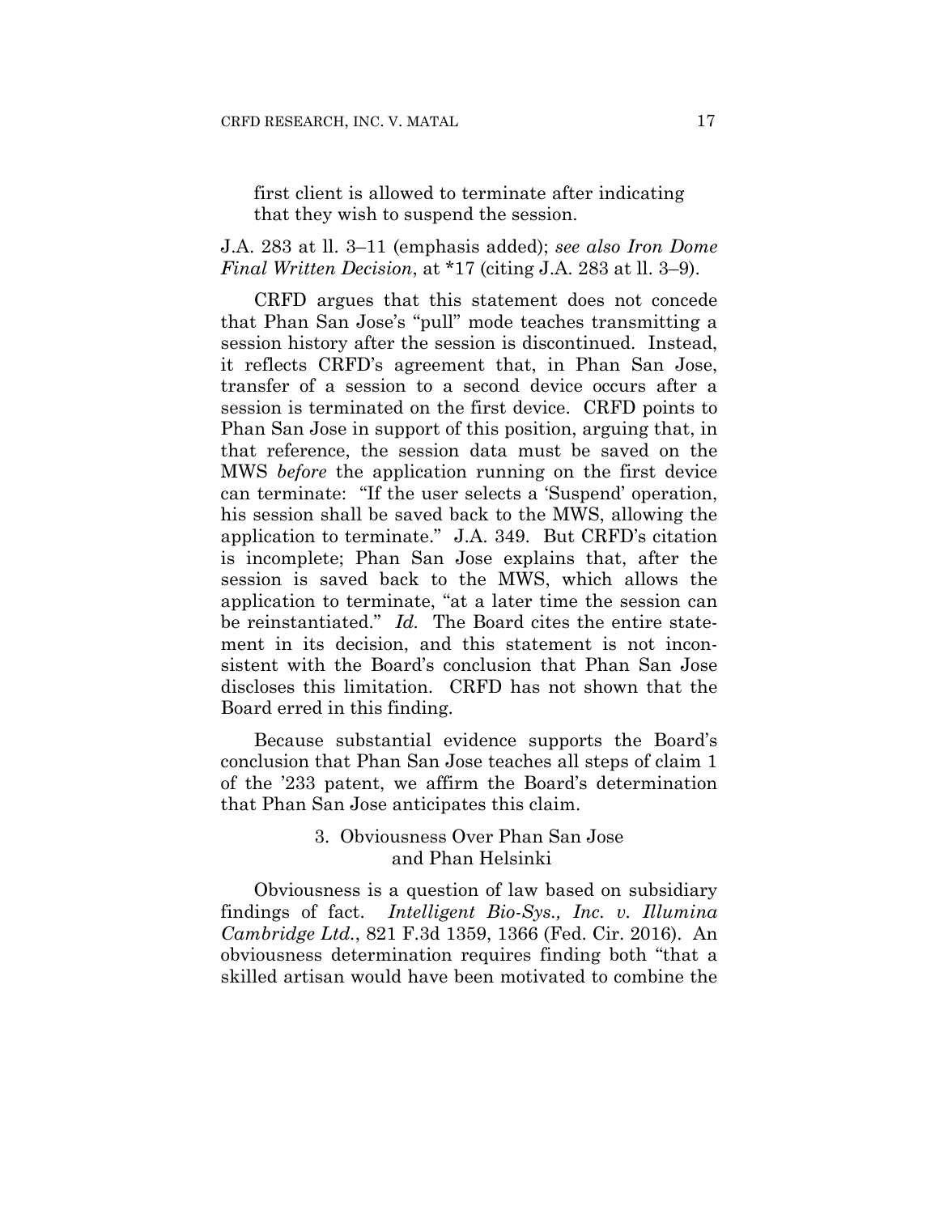first client is allowed to terminate after indicating that they wish to suspend the session.

J.A. 283 at ll. 3–11 (emphasis added); *see also Iron Dome Final Written Decision*, at *17 (citing J.A. 283 at ll. 3–9).

CRFD argues that this statement does not concede that Phan San Jose's "pull" mode teaches transmitting a session history after the session is discontinued. Instead, it reflects CRFD's agreement that, in Phan San Jose, transfer of a session to a second device occurs after a session is terminated on the first device. CRFD points to Phan San Jose in support of this position, arguing that, in that reference, the session data must be saved on the MWS *before* the application running on the first device can terminate: "If the user selects a 'Suspend' operation, his session shall be saved back to the MWS, allowing the application to terminate." J.A. 349. But CRFD's citation is incomplete; Phan San Jose explains that, after the session is saved back to the MWS, which allows the application to terminate, "at a later time the session can be reinstantiated." *Id.* The Board cites the entire statement in its decision, and this statement is not inconsistent with the Board's conclusion that Phan San Jose discloses this limitation. CRFD has not shown that the Board erred in this finding.

Because substantial evidence supports the Board's conclusion that Phan San Jose teaches all steps of claim 1 of the '233 patent, we affirm the Board's determination that Phan San Jose anticipates this claim.

### 3. Obviousness Over Phan San Jose and Phan Helsinki

Obviousness is a question of law based on subsidiary findings of fact. *Intelligent Bio-Sys., Inc. v. Illumina Cambridge Ltd.*, 821 F.3d 1359, 1366 (Fed. Cir. 2016). An obviousness determination requires finding both "that a skilled artisan would have been motivated to combine the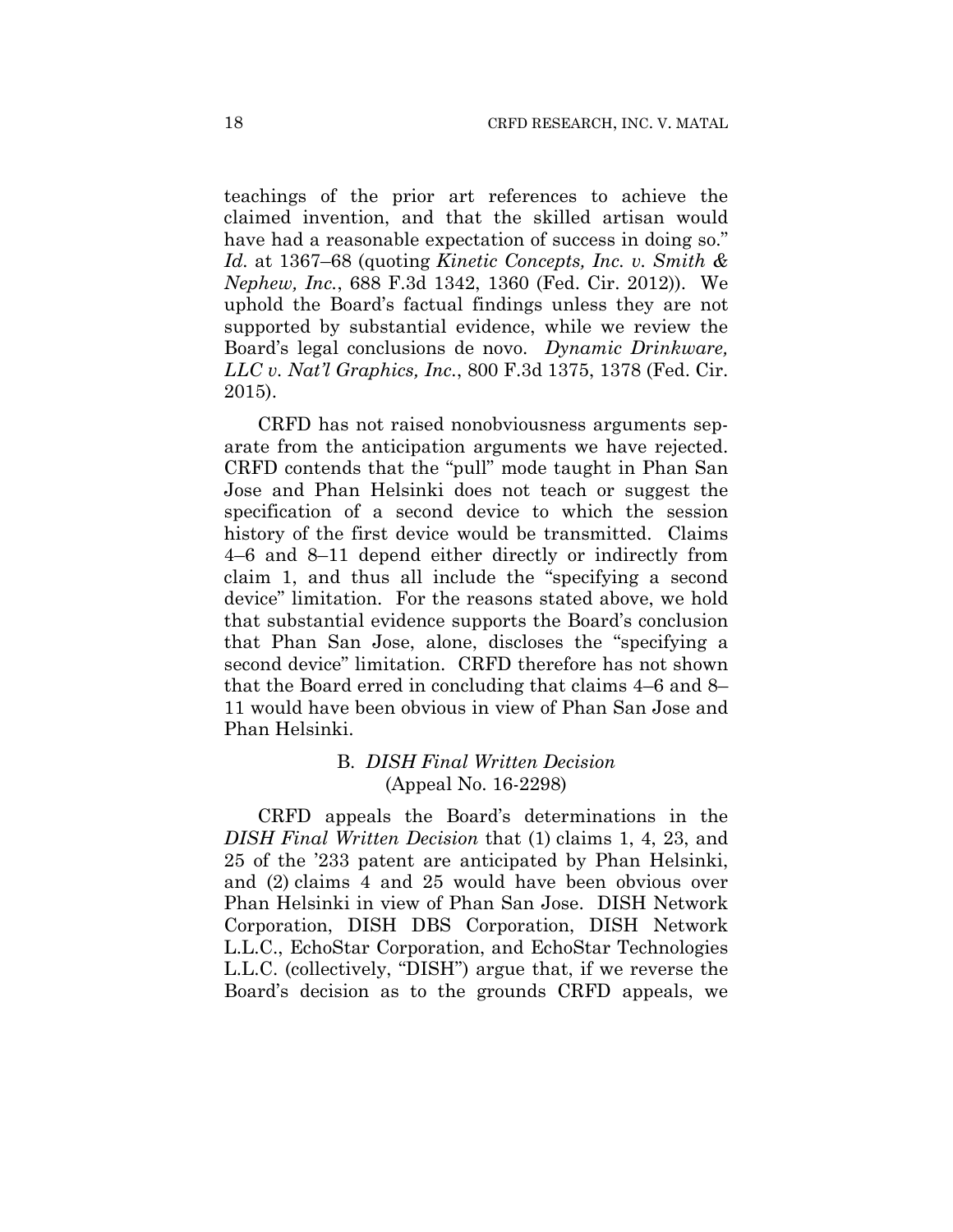teachings of the prior art references to achieve the claimed invention, and that the skilled artisan would have had a reasonable expectation of success in doing so." *Id.* at 1367–68 (quoting *Kinetic Concepts, Inc. v. Smith & Nephew, Inc.*, 688 F.3d 1342, 1360 (Fed. Cir. 2012)). We uphold the Board's factual findings unless they are not supported by substantial evidence, while we review the Board's legal conclusions de novo. *Dynamic Drinkware, LLC v. Nat'l Graphics, Inc.*, 800 F.3d 1375, 1378 (Fed. Cir. 2015).

CRFD has not raised nonobviousness arguments separate from the anticipation arguments we have rejected. CRFD contends that the "pull" mode taught in Phan San Jose and Phan Helsinki does not teach or suggest the specification of a second device to which the session history of the first device would be transmitted. Claims 4–6 and 8–11 depend either directly or indirectly from claim 1, and thus all include the "specifying a second device" limitation. For the reasons stated above, we hold that substantial evidence supports the Board's conclusion that Phan San Jose, alone, discloses the "specifying a second device" limitation. CRFD therefore has not shown that the Board erred in concluding that claims 4–6 and 8–11 would have been obvious in view of Phan San Jose and Phan Helsinki.

### B. *DISH Final Written Decision* (Appeal No. 16-2298)

CRFD appeals the Board's determinations in the *DISH Final Written Decision* that (1) claims 1, 4, 23, and 25 of the '233 patent are anticipated by Phan Helsinki, and (2) claims 4 and 25 would have been obvious over Phan Helsinki in view of Phan San Jose. DISH Network Corporation, DISH DBS Corporation, DISH Network L.L.C., EchoStar Corporation, and EchoStar Technologies L.L.C. (collectively, "DISH") argue that, if we reverse the Board's decision as to the grounds CRFD appeals, we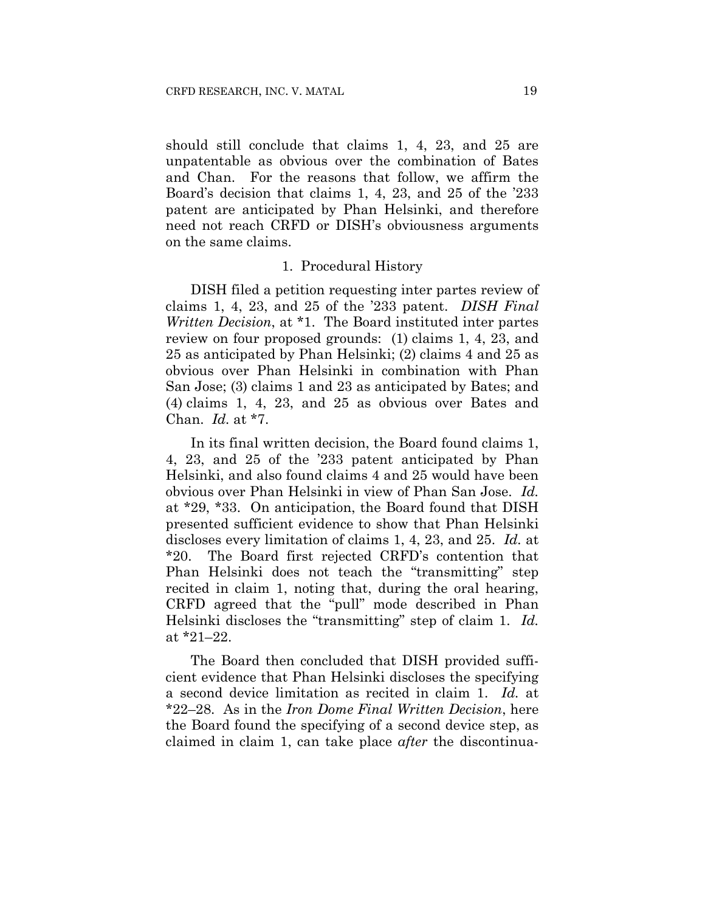should still conclude that claims 1, 4, 23, and 25 are unpatentable as obvious over the combination of Bates and Chan. For the reasons that follow, we affirm the Board's decision that claims 1, 4, 23, and 25 of the '233 patent are anticipated by Phan Helsinki, and therefore need not reach CRFD or DISH's obviousness arguments on the same claims.

1. Procedural History

DISH filed a petition requesting inter partes review of claims 1, 4, 23, and 25 of the '233 patent. *DISH Final Written Decision*, at *1. The Board instituted inter partes review on four proposed grounds: (1) claims 1, 4, 23, and 25 as anticipated by Phan Helsinki; (2) claims 4 and 25 as obvious over Phan Helsinki in combination with Phan San Jose; (3) claims 1 and 23 as anticipated by Bates; and (4) claims 1, 4, 23, and 25 as obvious over Bates and Chan. *Id.* at *7.

In its final written decision, the Board found claims 1, 4, 23, and 25 of the '233 patent anticipated by Phan Helsinki, and also found claims 4 and 25 would have been obvious over Phan Helsinki in view of Phan San Jose. *Id.* at *29, *33. On anticipation, the Board found that DISH presented sufficient evidence to show that Phan Helsinki discloses every limitation of claims 1, 4, 23, and 25. *Id.* at *20. The Board first rejected CRFD's contention that Phan Helsinki does not teach the "transmitting" step recited in claim 1, noting that, during the oral hearing, CRFD agreed that the "pull" mode described in Phan Helsinki discloses the "transmitting" step of claim 1. *Id.* at *21–22.

The Board then concluded that DISH provided sufficient evidence that Phan Helsinki discloses the specifying a second device limitation as recited in claim 1. *Id.* at *22–28. As in the *Iron Dome Final Written Decision*, here the Board found the specifying of a second device step, as claimed in claim 1, can take place *after* the discontinua-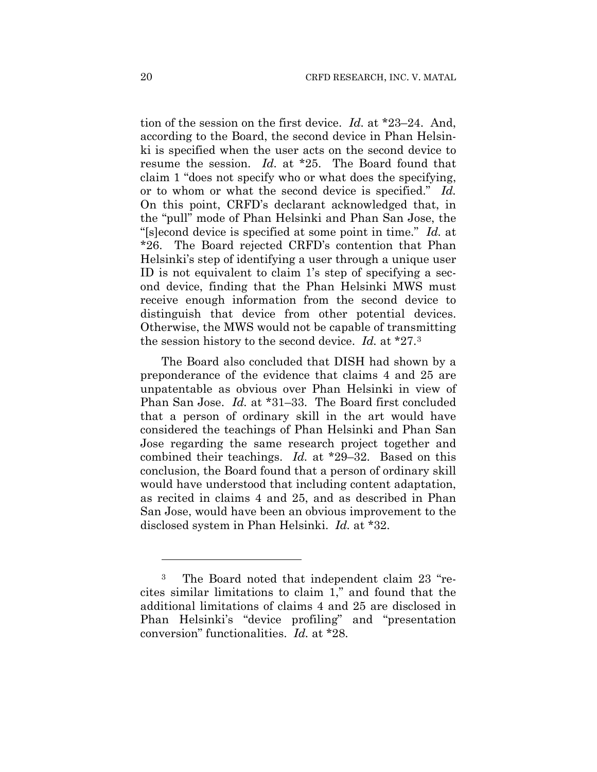tion of the session on the first device. *Id.* at *23–24. And, according to the Board, the second device in Phan Helsinki is specified when the user acts on the second device to resume the session. *Id.* at *25. The Board found that claim 1 "does not specify who or what does the specifying, or to whom or what the second device is specified." *Id.* On this point, CRFD's declarant acknowledged that, in the "pull" mode of Phan Helsinki and Phan San Jose, the "[s]econd device is specified at some point in time." *Id.* at *26. The Board rejected CRFD's contention that Phan Helsinki's step of identifying a user through a unique user ID is not equivalent to claim 1's step of specifying a second device, finding that the Phan Helsinki MWS must receive enough information from the second device to distinguish that device from other potential devices. Otherwise, the MWS would not be capable of transmitting the session history to the second device. *Id.* at *27.[3]

The Board also concluded that DISH had shown by a preponderance of the evidence that claims 4 and 25 are unpatentable as obvious over Phan Helsinki in view of Phan San Jose. *Id.* at *31–33. The Board first concluded that a person of ordinary skill in the art would have considered the teachings of Phan Helsinki and Phan San Jose regarding the same research project together and combined their teachings. *Id.* at *29–32. Based on this conclusion, the Board found that a person of ordinary skill would have understood that including content adaptation, as recited in claims 4 and 25, and as described in Phan San Jose, would have been an obvious improvement to the disclosed system in Phan Helsinki. *Id.* at *32.

---

[3] The Board noted that independent claim 23 "recites similar limitations to claim 1," and found that the additional limitations of claims 4 and 25 are disclosed in Phan Helsinki's "device profiling" and "presentation conversion" functionalities. *Id.* at *28.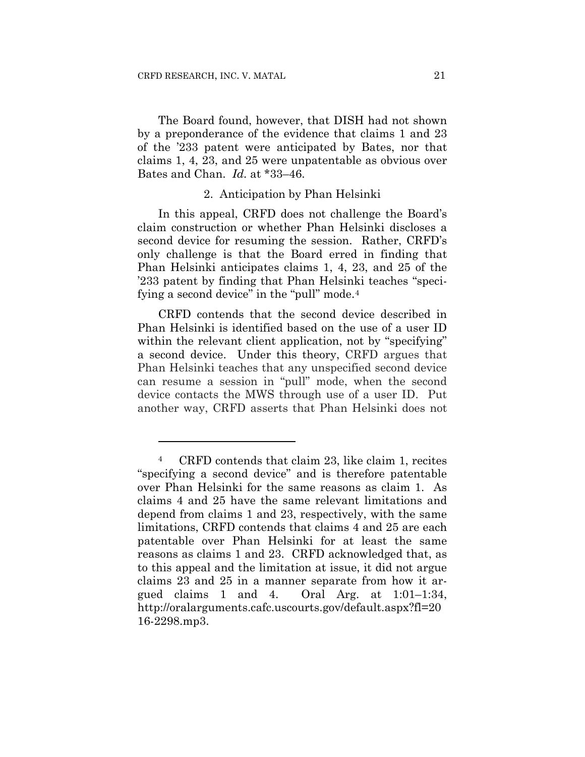The Board found, however, that DISH had not shown by a preponderance of the evidence that claims 1 and 23 of the '233 patent were anticipated by Bates, nor that claims 1, 4, 23, and 25 were unpatentable as obvious over Bates and Chan. *Id.* at *33–46.

### 2. Anticipation by Phan Helsinki

In this appeal, CRFD does not challenge the Board's claim construction or whether Phan Helsinki discloses a second device for resuming the session. Rather, CRFD's only challenge is that the Board erred in finding that Phan Helsinki anticipates claims 1, 4, 23, and 25 of the '233 patent by finding that Phan Helsinki teaches "specifying a second device" in the "pull" mode.[4]

CRFD contends that the second device described in Phan Helsinki is identified based on the use of a user ID within the relevant client application, not by "specifying" a second device. Under this theory, CRFD argues that Phan Helsinki teaches that any unspecified second device can resume a session in "pull" mode, when the second device contacts the MWS through use of a user ID. Put another way, CRFD asserts that Phan Helsinki does not

---

[4] CRFD contends that claim 23, like claim 1, recites "specifying a second device" and is therefore patentable over Phan Helsinki for the same reasons as claim 1. As claims 4 and 25 have the same relevant limitations and depend from claims 1 and 23, respectively, with the same limitations, CRFD contends that claims 4 and 25 are each patentable over Phan Helsinki for at least the same reasons as claims 1 and 23. CRFD acknowledged that, as to this appeal and the limitation at issue, it did not argue claims 23 and 25 in a manner separate from how it argued claims 1 and 4. Oral Arg. at 1:01–1:34, http://oralarguments.cafc.uscourts.gov/default.aspx?fl=2016-2298.mp3.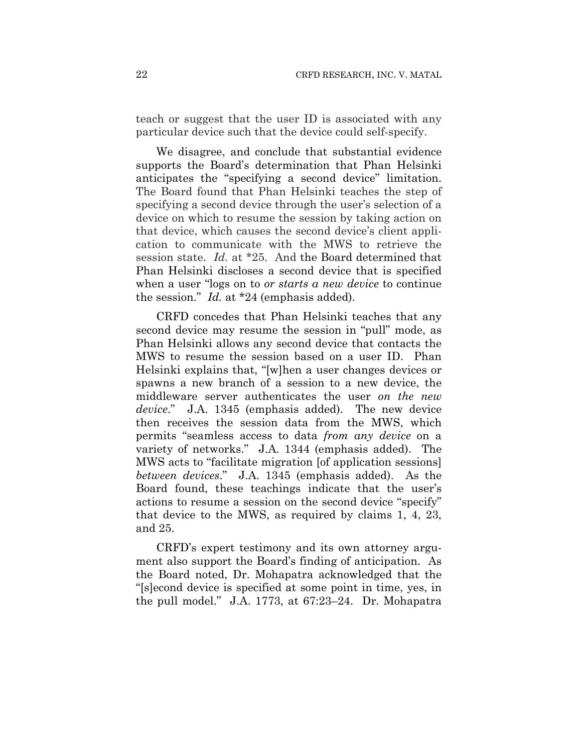teach or suggest that the user ID is associated with any particular device such that the device could self-specify.

We disagree, and conclude that substantial evidence supports the Board's determination that Phan Helsinki anticipates the "specifying a second device" limitation. The Board found that Phan Helsinki teaches the step of specifying a second device through the user's selection of a device on which to resume the session by taking action on that device, which causes the second device's client application to communicate with the MWS to retrieve the session state. *Id.* at *25. And the Board determined that Phan Helsinki discloses a second device that is specified when a user "logs on to *or starts a new device* to continue the session." *Id.* at *24 (emphasis added).

CRFD concedes that Phan Helsinki teaches that any second device may resume the session in "pull" mode, as Phan Helsinki allows any second device that contacts the MWS to resume the session based on a user ID. Phan Helsinki explains that, "[w]hen a user changes devices or spawns a new branch of a session to a new device, the middleware server authenticates the user *on the new device*." J.A. 1345 (emphasis added). The new device then receives the session data from the MWS, which permits "seamless access to data *from any device* on a variety of networks." J.A. 1344 (emphasis added). The MWS acts to "facilitate migration [of application sessions] *between devices*." J.A. 1345 (emphasis added). As the Board found, these teachings indicate that the user's actions to resume a session on the second device "specify" that device to the MWS, as required by claims 1, 4, 23, and 25.

CRFD's expert testimony and its own attorney argument also support the Board's finding of anticipation. As the Board noted, Dr. Mohapatra acknowledged that the "[s]econd device is specified at some point in time, yes, in the pull model." J.A. 1773, at 67:23–24. Dr. Mohapatra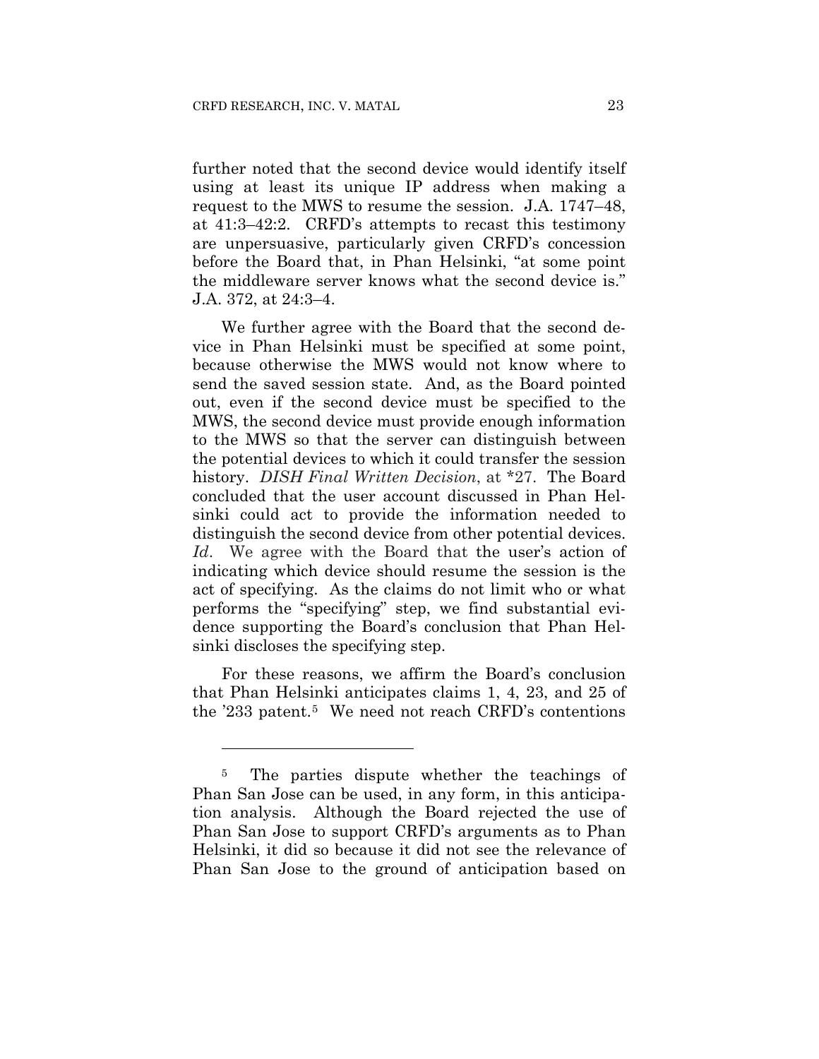further noted that the second device would identify itself using at least its unique IP address when making a request to the MWS to resume the session. J.A. 1747–48, at 41:3–42:2. CRFD's attempts to recast this testimony are unpersuasive, particularly given CRFD's concession before the Board that, in Phan Helsinki, "at some point the middleware server knows what the second device is." J.A. 372, at 24:3–4.

We further agree with the Board that the second device in Phan Helsinki must be specified at some point, because otherwise the MWS would not know where to send the saved session state. And, as the Board pointed out, even if the second device must be specified to the MWS, the second device must provide enough information to the MWS so that the server can distinguish between the potential devices to which it could transfer the session history. *DISH Final Written Decision*, at *27. The Board concluded that the user account discussed in Phan Helsinki could act to provide the information needed to distinguish the second device from other potential devices. *Id*. We agree with the Board that the user's action of indicating which device should resume the session is the act of specifying. As the claims do not limit who or what performs the "specifying" step, we find substantial evidence supporting the Board's conclusion that Phan Helsinki discloses the specifying step.

For these reasons, we affirm the Board's conclusion that Phan Helsinki anticipates claims 1, 4, 23, and 25 of the '233 patent.[5] We need not reach CRFD's contentions

---

[5] The parties dispute whether the teachings of Phan San Jose can be used, in any form, in this anticipation analysis. Although the Board rejected the use of Phan San Jose to support CRFD's arguments as to Phan Helsinki, it did so because it did not see the relevance of Phan San Jose to the ground of anticipation based on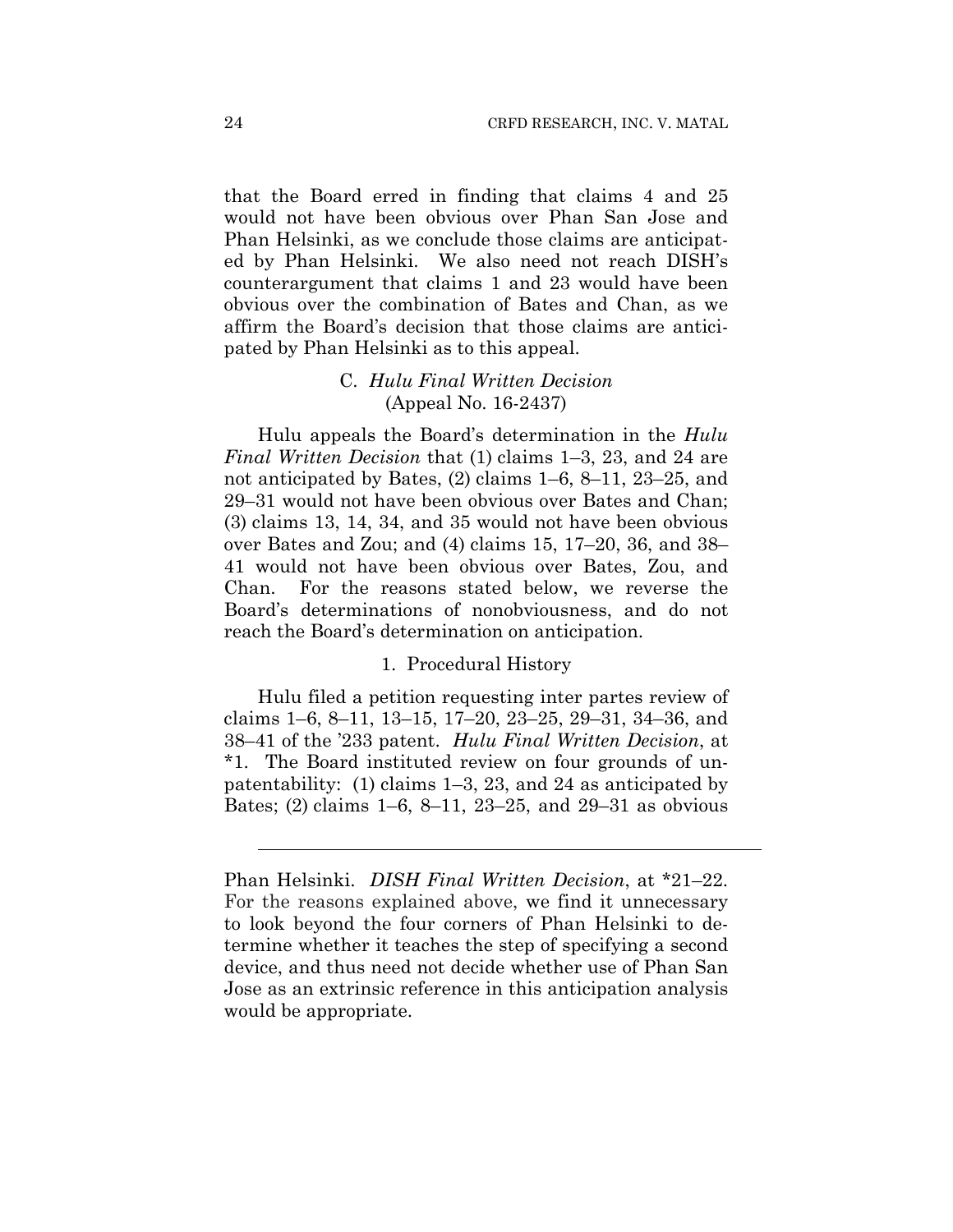that the Board erred in finding that claims 4 and 25 would not have been obvious over Phan San Jose and Phan Helsinki, as we conclude those claims are anticipated by Phan Helsinki. We also need not reach DISH's counterargument that claims 1 and 23 would have been obvious over the combination of Bates and Chan, as we affirm the Board's decision that those claims are anticipated by Phan Helsinki as to this appeal.

### C. *Hulu Final Written Decision* (Appeal No. 16-2437)

Hulu appeals the Board's determination in the *Hulu Final Written Decision* that (1) claims 1–3, 23, and 24 are not anticipated by Bates, (2) claims 1–6, 8–11, 23–25, and 29–31 would not have been obvious over Bates and Chan; (3) claims 13, 14, 34, and 35 would not have been obvious over Bates and Zou; and (4) claims 15, 17–20, 36, and 38–41 would not have been obvious over Bates, Zou, and Chan. For the reasons stated below, we reverse the Board's determinations of nonobviousness, and do not reach the Board's determination on anticipation.

#### 1. Procedural History

Hulu filed a petition requesting inter partes review of claims 1–6, 8–11, 13–15, 17–20, 23–25, 29–31, 34–36, and 38–41 of the '233 patent. *Hulu Final Written Decision*, at *1. The Board instituted review on four grounds of unpatentability: (1) claims 1–3, 23, and 24 as anticipated by Bates; (2) claims 1–6, 8–11, 23–25, and 29–31 as obvious

---

Phan Helsinki. *DISH Final Written Decision*, at *21–22. For the reasons explained above, we find it unnecessary to look beyond the four corners of Phan Helsinki to determine whether it teaches the step of specifying a second device, and thus need not decide whether use of Phan San Jose as an extrinsic reference in this anticipation analysis would be appropriate.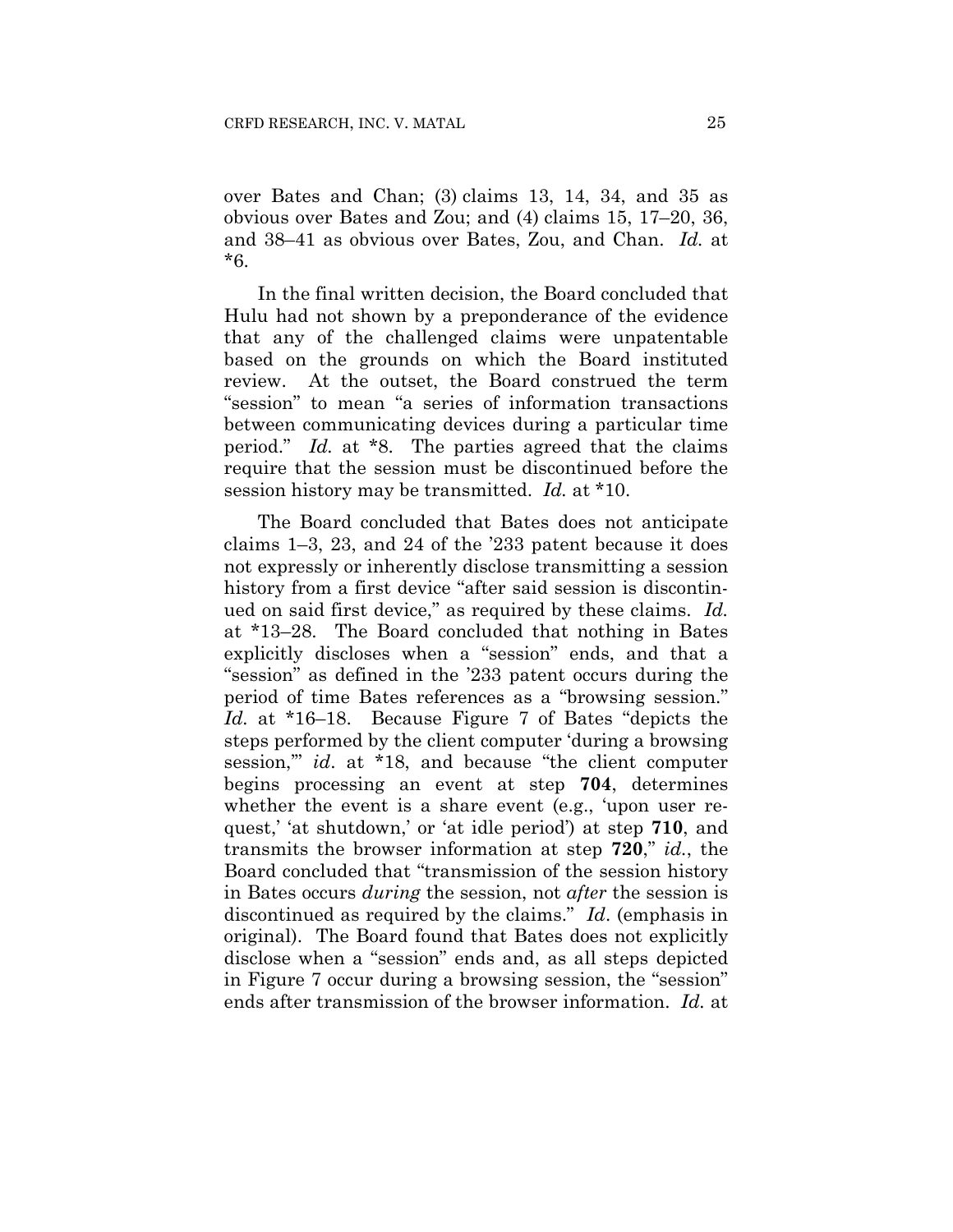over Bates and Chan; (3) claims 13, 14, 34, and 35 as obvious over Bates and Zou; and (4) claims 15, 17–20, 36, and 38–41 as obvious over Bates, Zou, and Chan. *Id.* at *6.

In the final written decision, the Board concluded that Hulu had not shown by a preponderance of the evidence that any of the challenged claims were unpatentable based on the grounds on which the Board instituted review. At the outset, the Board construed the term "session" to mean "a series of information transactions between communicating devices during a particular time period." *Id.* at *8. The parties agreed that the claims require that the session must be discontinued before the session history may be transmitted. *Id.* at *10.

The Board concluded that Bates does not anticipate claims 1–3, 23, and 24 of the '233 patent because it does not expressly or inherently disclose transmitting a session history from a first device "after said session is discontinued on said first device," as required by these claims. *Id.* at *13–28. The Board concluded that nothing in Bates explicitly discloses when a "session" ends, and that a "session" as defined in the '233 patent occurs during the period of time Bates references as a "browsing session." *Id.* at *16–18. Because Figure 7 of Bates "depicts the steps performed by the client computer 'during a browsing session,'" *id*. at *18, and because "the client computer begins processing an event at step **704**, determines whether the event is a share event (e.g., 'upon user request,' 'at shutdown,' or 'at idle period') at step **710**, and transmits the browser information at step **720**," *id.*, the Board concluded that "transmission of the session history in Bates occurs *during* the session, not *after* the session is discontinued as required by the claims." *Id*. (emphasis in original). The Board found that Bates does not explicitly disclose when a "session" ends and, as all steps depicted in Figure 7 occur during a browsing session, the "session" ends after transmission of the browser information. *Id.* at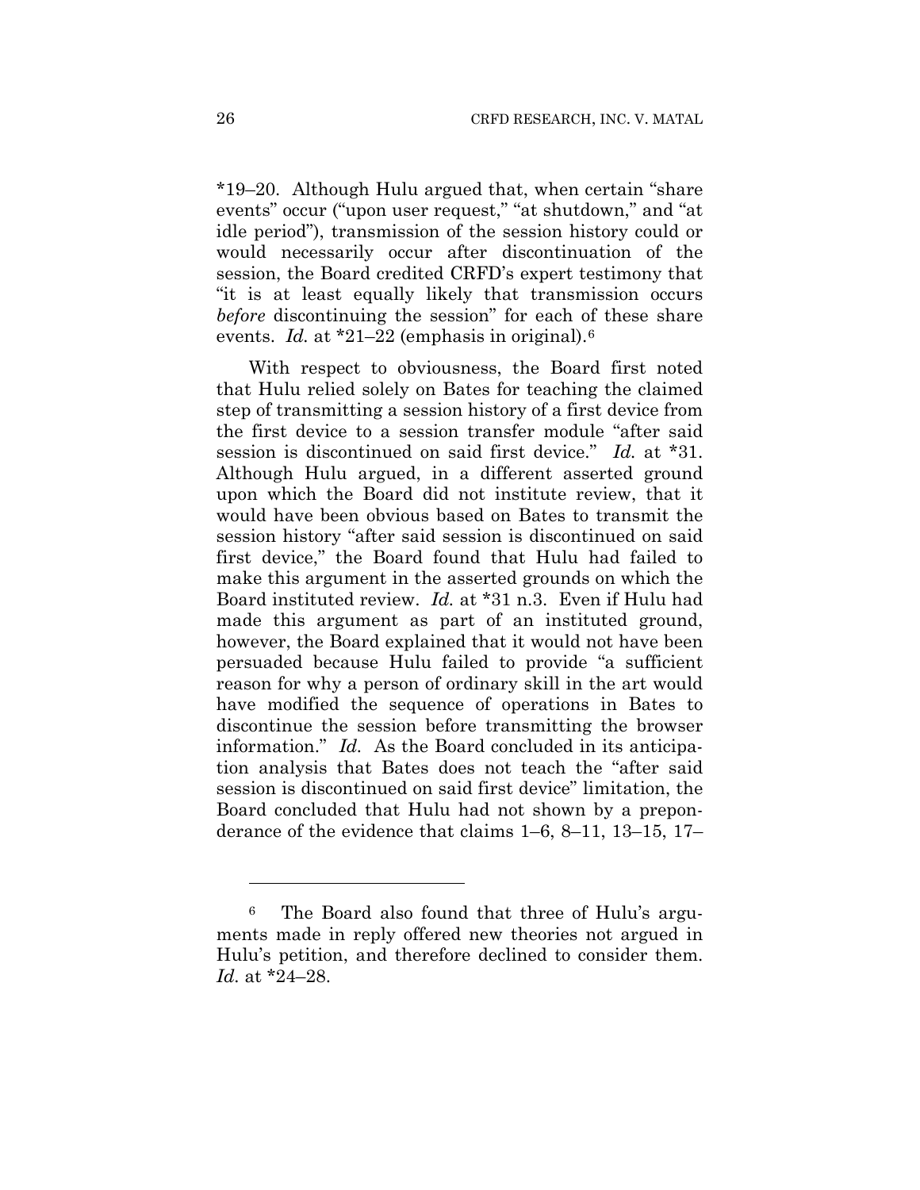*19–20. Although Hulu argued that, when certain "share events" occur ("upon user request," "at shutdown," and "at idle period"), transmission of the session history could or would necessarily occur after discontinuation of the session, the Board credited CRFD's expert testimony that "it is at least equally likely that transmission occurs *before* discontinuing the session" for each of these share events. *Id.* at *21–22 (emphasis in original).[6]

With respect to obviousness, the Board first noted that Hulu relied solely on Bates for teaching the claimed step of transmitting a session history of a first device from the first device to a session transfer module "after said session is discontinued on said first device." *Id.* at *31. Although Hulu argued, in a different asserted ground upon which the Board did not institute review, that it would have been obvious based on Bates to transmit the session history "after said session is discontinued on said first device," the Board found that Hulu had failed to make this argument in the asserted grounds on which the Board instituted review. *Id.* at *31 n.3. Even if Hulu had made this argument as part of an instituted ground, however, the Board explained that it would not have been persuaded because Hulu failed to provide "a sufficient reason for why a person of ordinary skill in the art would have modified the sequence of operations in Bates to discontinue the session before transmitting the browser information." *Id.* As the Board concluded in its anticipation analysis that Bates does not teach the "after said session is discontinued on said first device" limitation, the Board concluded that Hulu had not shown by a preponderance of the evidence that claims 1–6, 8–11, 13–15, 17–

---

[6] The Board also found that three of Hulu's arguments made in reply offered new theories not argued in Hulu's petition, and therefore declined to consider them. *Id.* at *24–28.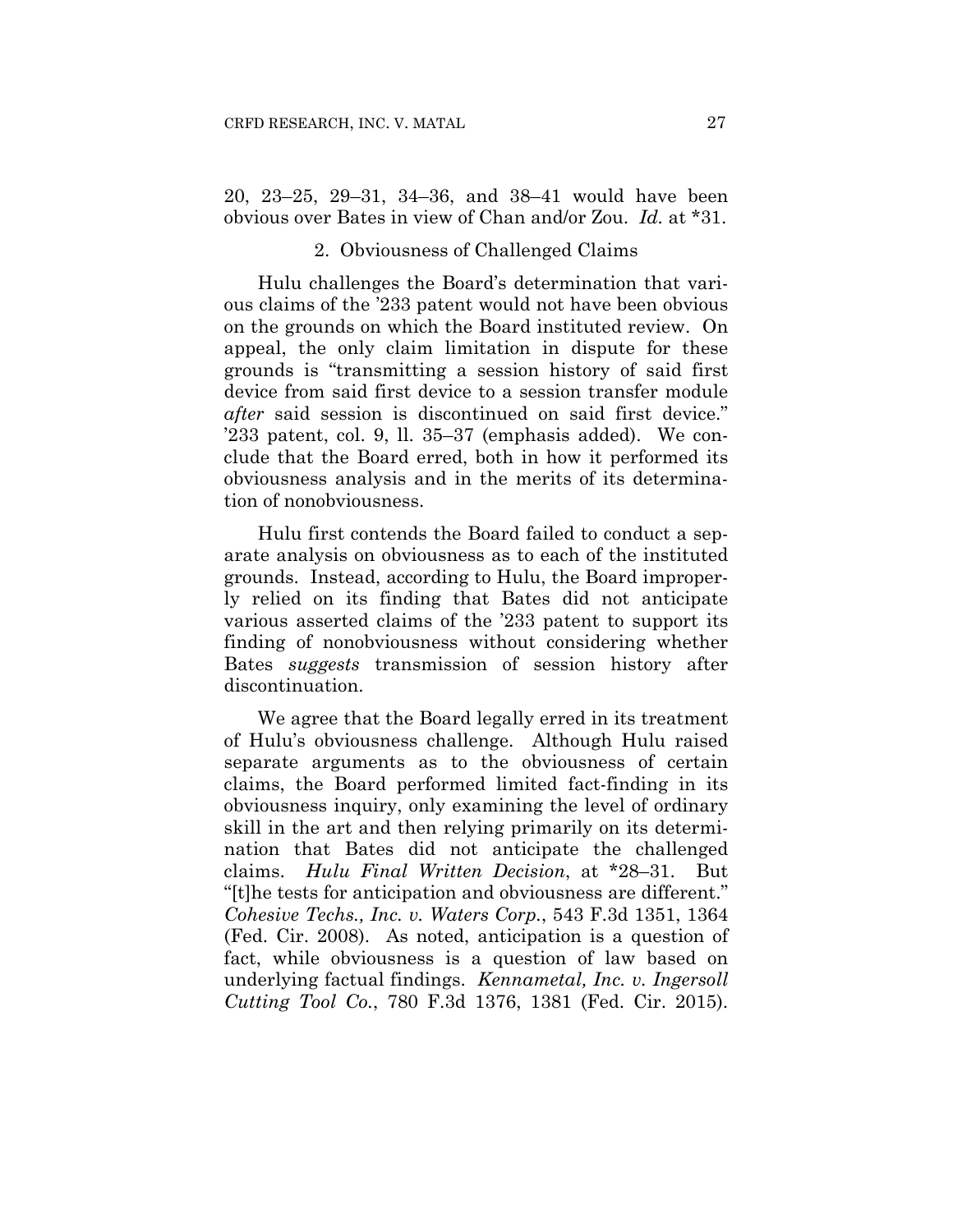20, 23–25, 29–31, 34–36, and 38–41 would have been obvious over Bates in view of Chan and/or Zou. *Id.* at *31.

### 2. Obviousness of Challenged Claims

Hulu challenges the Board's determination that various claims of the '233 patent would not have been obvious on the grounds on which the Board instituted review. On appeal, the only claim limitation in dispute for these grounds is "transmitting a session history of said first device from said first device to a session transfer module *after* said session is discontinued on said first device." '233 patent, col. 9, ll. 35–37 (emphasis added). We conclude that the Board erred, both in how it performed its obviousness analysis and in the merits of its determination of nonobviousness.

Hulu first contends the Board failed to conduct a separate analysis on obviousness as to each of the instituted grounds. Instead, according to Hulu, the Board improperly relied on its finding that Bates did not anticipate various asserted claims of the '233 patent to support its finding of nonobviousness without considering whether Bates *suggests* transmission of session history after discontinuation.

We agree that the Board legally erred in its treatment of Hulu's obviousness challenge. Although Hulu raised separate arguments as to the obviousness of certain claims, the Board performed limited fact-finding in its obviousness inquiry, only examining the level of ordinary skill in the art and then relying primarily on its determination that Bates did not anticipate the challenged claims. *Hulu Final Written Decision*, at *28–31. But "[t]he tests for anticipation and obviousness are different." *Cohesive Techs., Inc. v. Waters Corp.*, 543 F.3d 1351, 1364 (Fed. Cir. 2008). As noted, anticipation is a question of fact, while obviousness is a question of law based on underlying factual findings. *Kennametal, Inc. v. Ingersoll Cutting Tool Co.*, 780 F.3d 1376, 1381 (Fed. Cir. 2015).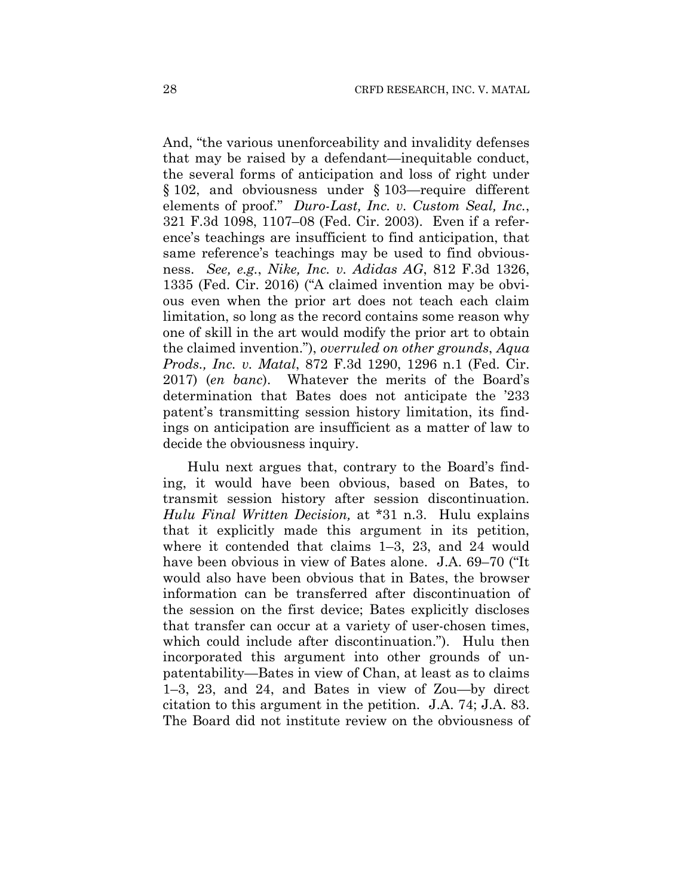And, "the various unenforceability and invalidity defenses that may be raised by a defendant—inequitable conduct, the several forms of anticipation and loss of right under § 102, and obviousness under § 103—require different elements of proof." *Duro-Last, Inc. v. Custom Seal, Inc.*, 321 F.3d 1098, 1107–08 (Fed. Cir. 2003). Even if a reference's teachings are insufficient to find anticipation, that same reference's teachings may be used to find obviousness. *See, e.g.*, *Nike, Inc. v. Adidas AG*, 812 F.3d 1326, 1335 (Fed. Cir. 2016) ("A claimed invention may be obvious even when the prior art does not teach each claim limitation, so long as the record contains some reason why one of skill in the art would modify the prior art to obtain the claimed invention."), *overruled on other grounds*, *Aqua Prods., Inc. v. Matal*, 872 F.3d 1290, 1296 n.1 (Fed. Cir. 2017) (*en banc*). Whatever the merits of the Board's determination that Bates does not anticipate the '233 patent's transmitting session history limitation, its findings on anticipation are insufficient as a matter of law to decide the obviousness inquiry.

Hulu next argues that, contrary to the Board's finding, it would have been obvious, based on Bates, to transmit session history after session discontinuation. *Hulu Final Written Decision,* at *31 n.3. Hulu explains that it explicitly made this argument in its petition, where it contended that claims 1–3, 23, and 24 would have been obvious in view of Bates alone. J.A. 69–70 ("It would also have been obvious that in Bates, the browser information can be transferred after discontinuation of the session on the first device; Bates explicitly discloses that transfer can occur at a variety of user-chosen times, which could include after discontinuation."). Hulu then incorporated this argument into other grounds of unpatentability—Bates in view of Chan, at least as to claims 1–3, 23, and 24, and Bates in view of Zou—by direct citation to this argument in the petition. J.A. 74; J.A. 83. The Board did not institute review on the obviousness of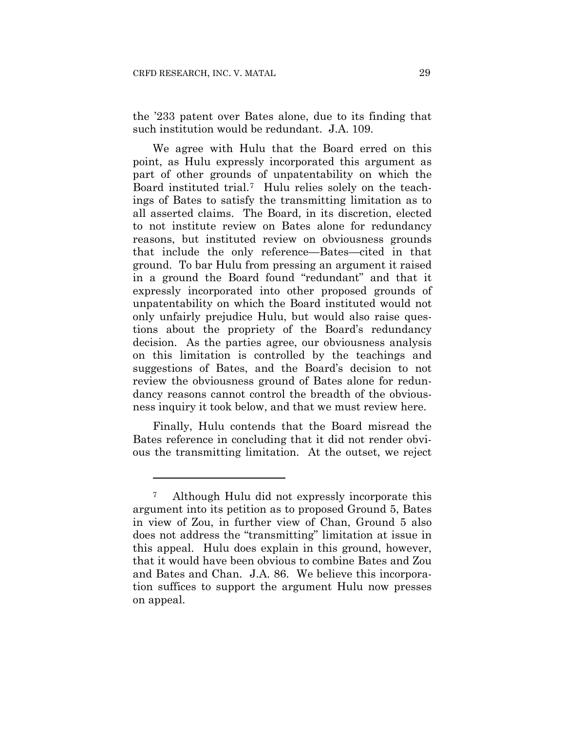the '233 patent over Bates alone, due to its finding that such institution would be redundant. J.A. 109.

We agree with Hulu that the Board erred on this point, as Hulu expressly incorporated this argument as part of other grounds of unpatentability on which the Board instituted trial.[7] Hulu relies solely on the teachings of Bates to satisfy the transmitting limitation as to all asserted claims. The Board, in its discretion, elected to not institute review on Bates alone for redundancy reasons, but instituted review on obviousness grounds that include the only reference—Bates—cited in that ground. To bar Hulu from pressing an argument it raised in a ground the Board found "redundant" and that it expressly incorporated into other proposed grounds of unpatentability on which the Board instituted would not only unfairly prejudice Hulu, but would also raise questions about the propriety of the Board's redundancy decision. As the parties agree, our obviousness analysis on this limitation is controlled by the teachings and suggestions of Bates, and the Board's decision to not review the obviousness ground of Bates alone for redundancy reasons cannot control the breadth of the obviousness inquiry it took below, and that we must review here.

Finally, Hulu contends that the Board misread the Bates reference in concluding that it did not render obvious the transmitting limitation. At the outset, we reject

---

[7] Although Hulu did not expressly incorporate this argument into its petition as to proposed Ground 5, Bates in view of Zou, in further view of Chan, Ground 5 also does not address the "transmitting" limitation at issue in this appeal. Hulu does explain in this ground, however, that it would have been obvious to combine Bates and Zou and Bates and Chan. J.A. 86. We believe this incorporation suffices to support the argument Hulu now presses on appeal.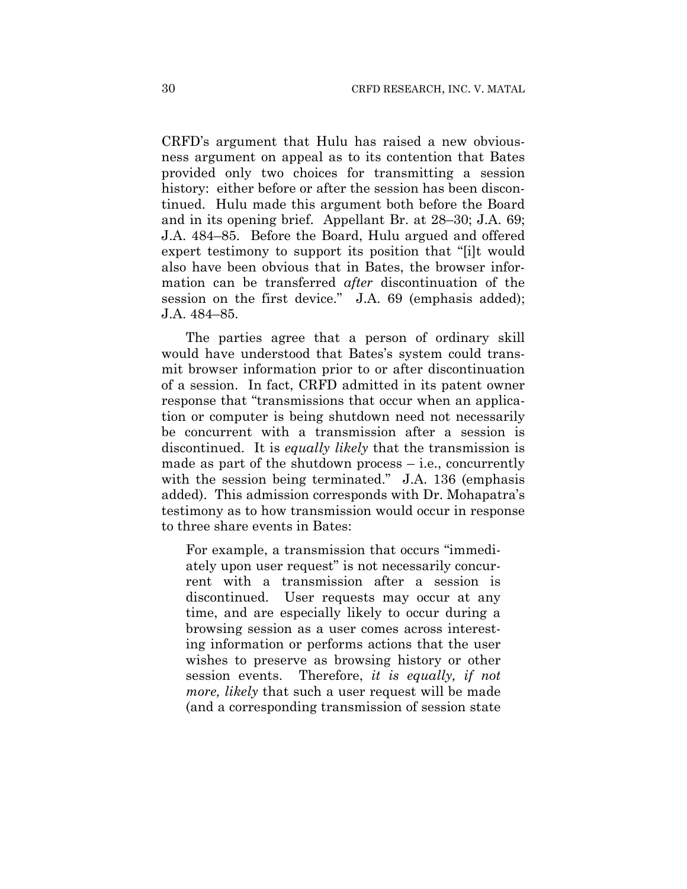CRFD's argument that Hulu has raised a new obviousness argument on appeal as to its contention that Bates provided only two choices for transmitting a session history: either before or after the session has been discontinued. Hulu made this argument both before the Board and in its opening brief. Appellant Br. at 28–30; J.A. 69; J.A. 484–85. Before the Board, Hulu argued and offered expert testimony to support its position that "[i]t would also have been obvious that in Bates, the browser information can be transferred *after* discontinuation of the session on the first device." J.A. 69 (emphasis added); J.A. 484–85.

The parties agree that a person of ordinary skill would have understood that Bates's system could transmit browser information prior to or after discontinuation of a session. In fact, CRFD admitted in its patent owner response that "transmissions that occur when an application or computer is being shutdown need not necessarily be concurrent with a transmission after a session is discontinued. It is *equally likely* that the transmission is made as part of the shutdown process – i.e., concurrently with the session being terminated." J.A. 136 (emphasis added). This admission corresponds with Dr. Mohapatra's testimony as to how transmission would occur in response to three share events in Bates:

> For example, a transmission that occurs "immediately upon user request" is not necessarily concurrent with a transmission after a session is discontinued. User requests may occur at any time, and are especially likely to occur during a browsing session as a user comes across interesting information or performs actions that the user wishes to preserve as browsing history or other session events. Therefore, *it is equally, if not more, likely* that such a user request will be made (and a corresponding transmission of session state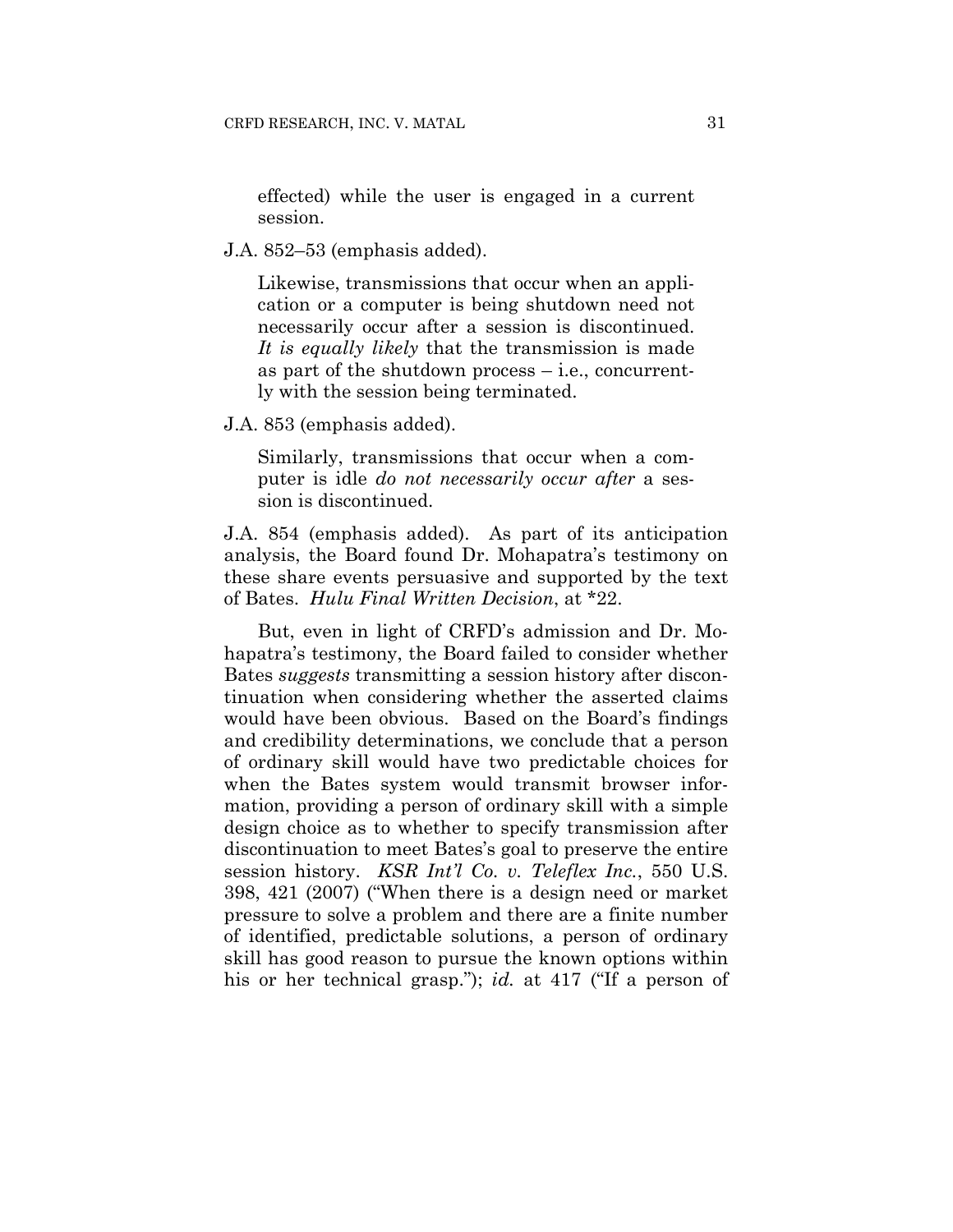> effected) while the user is engaged in a current session.

J.A. 852–53 (emphasis added).

> Likewise, transmissions that occur when an application or a computer is being shutdown need not necessarily occur after a session is discontinued. *It is equally likely* that the transmission is made as part of the shutdown process – i.e., concurrently with the session being terminated.

J.A. 853 (emphasis added).

> Similarly, transmissions that occur when a computer is idle *do not necessarily occur after* a session is discontinued.

J.A. 854 (emphasis added). As part of its anticipation analysis, the Board found Dr. Mohapatra's testimony on these share events persuasive and supported by the text of Bates. *Hulu Final Written Decision*, at *22.

But, even in light of CRFD's admission and Dr. Mohapatra's testimony, the Board failed to consider whether Bates *suggests* transmitting a session history after discontinuation when considering whether the asserted claims would have been obvious. Based on the Board's findings and credibility determinations, we conclude that a person of ordinary skill would have two predictable choices for when the Bates system would transmit browser information, providing a person of ordinary skill with a simple design choice as to whether to specify transmission after discontinuation to meet Bates's goal to preserve the entire session history. *KSR Int'l Co. v. Teleflex Inc.*, 550 U.S. 398, 421 (2007) ("When there is a design need or market pressure to solve a problem and there are a finite number of identified, predictable solutions, a person of ordinary skill has good reason to pursue the known options within his or her technical grasp."); *id.* at 417 ("If a person of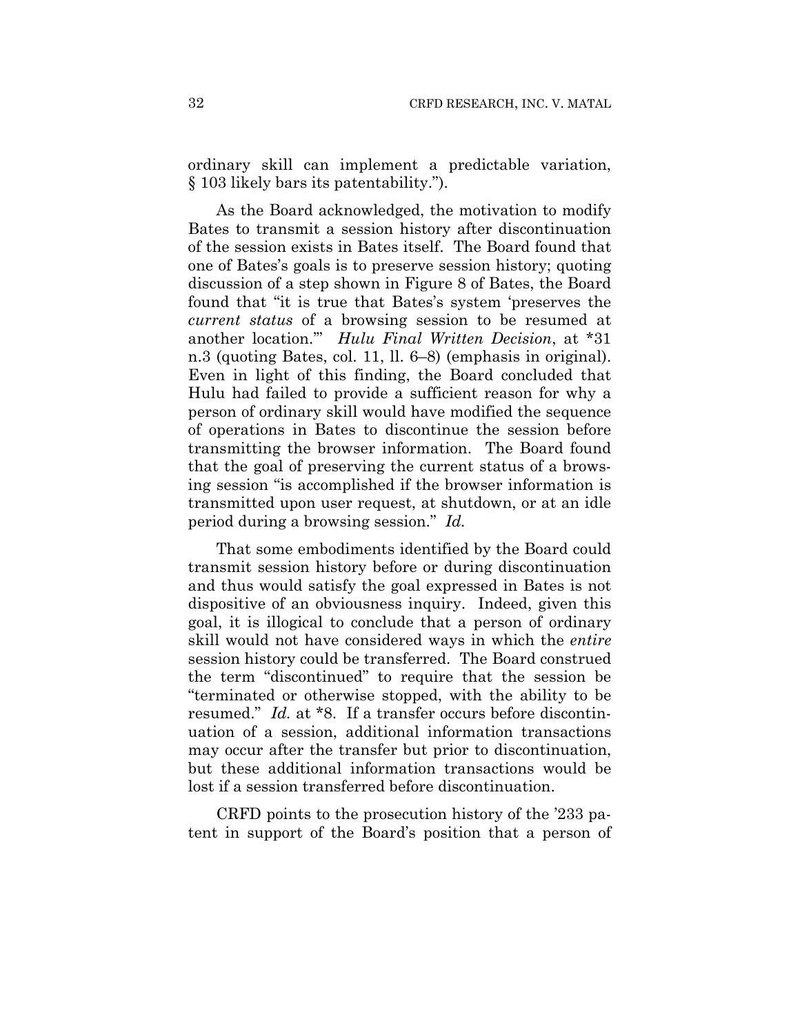ordinary skill can implement a predictable variation, § 103 likely bars its patentability.").

As the Board acknowledged, the motivation to modify Bates to transmit a session history after discontinuation of the session exists in Bates itself. The Board found that one of Bates's goals is to preserve session history; quoting discussion of a step shown in Figure 8 of Bates, the Board found that "it is true that Bates's system 'preserves the *current status* of a browsing session to be resumed at another location.'" *Hulu Final Written Decision*, at *31 n.3 (quoting Bates, col. 11, ll. 6–8) (emphasis in original). Even in light of this finding, the Board concluded that Hulu had failed to provide a sufficient reason for why a person of ordinary skill would have modified the sequence of operations in Bates to discontinue the session before transmitting the browser information. The Board found that the goal of preserving the current status of a browsing session "is accomplished if the browser information is transmitted upon user request, at shutdown, or at an idle period during a browsing session." *Id.*

That some embodiments identified by the Board could transmit session history before or during discontinuation and thus would satisfy the goal expressed in Bates is not dispositive of an obviousness inquiry. Indeed, given this goal, it is illogical to conclude that a person of ordinary skill would not have considered ways in which the *entire* session history could be transferred. The Board construed the term "discontinued" to require that the session be "terminated or otherwise stopped, with the ability to be resumed." *Id.* at *8. If a transfer occurs before discontinuation of a session, additional information transactions may occur after the transfer but prior to discontinuation, but these additional information transactions would be lost if a session transferred before discontinuation.

CRFD points to the prosecution history of the '233 patent in support of the Board's position that a person of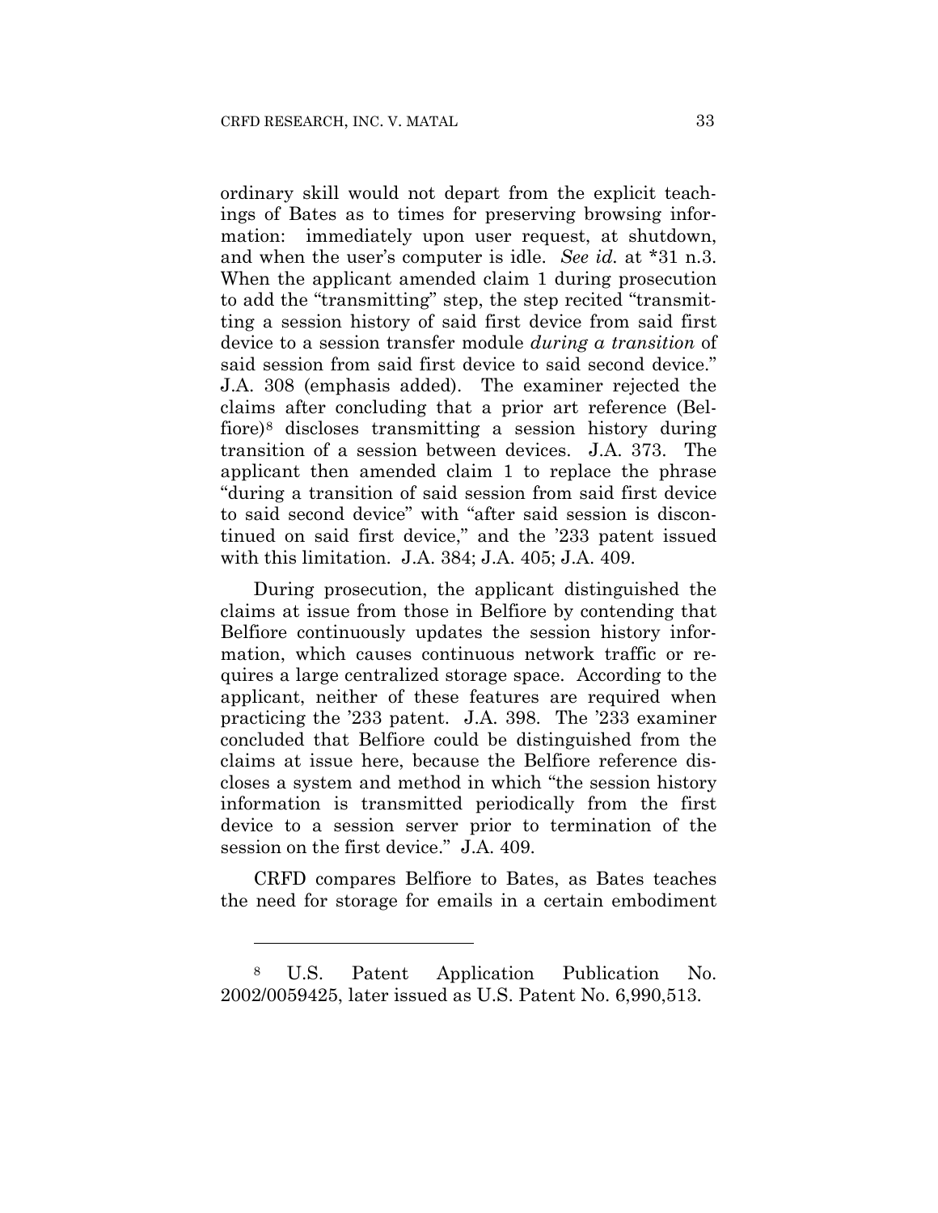ordinary skill would not depart from the explicit teachings of Bates as to times for preserving browsing information: immediately upon user request, at shutdown, and when the user's computer is idle. *See id.* at *31 n.3. When the applicant amended claim 1 during prosecution to add the "transmitting" step, the step recited "transmitting a session history of said first device from said first device to a session transfer module *during a transition* of said session from said first device to said second device." J.A. 308 (emphasis added). The examiner rejected the claims after concluding that a prior art reference (Belfiore)[8] discloses transmitting a session history during transition of a session between devices. J.A. 373. The applicant then amended claim 1 to replace the phrase "during a transition of said session from said first device to said second device" with "after said session is discontinued on said first device," and the '233 patent issued with this limitation. J.A. 384; J.A. 405; J.A. 409.

During prosecution, the applicant distinguished the claims at issue from those in Belfiore by contending that Belfiore continuously updates the session history information, which causes continuous network traffic or requires a large centralized storage space. According to the applicant, neither of these features are required when practicing the '233 patent. J.A. 398. The '233 examiner concluded that Belfiore could be distinguished from the claims at issue here, because the Belfiore reference discloses a system and method in which "the session history information is transmitted periodically from the first device to a session server prior to termination of the session on the first device." J.A. 409.

CRFD compares Belfiore to Bates, as Bates teaches the need for storage for emails in a certain embodiment

---

[8] U.S. Patent Application Publication No. 2002/0059425, later issued as U.S. Patent No. 6,990,513.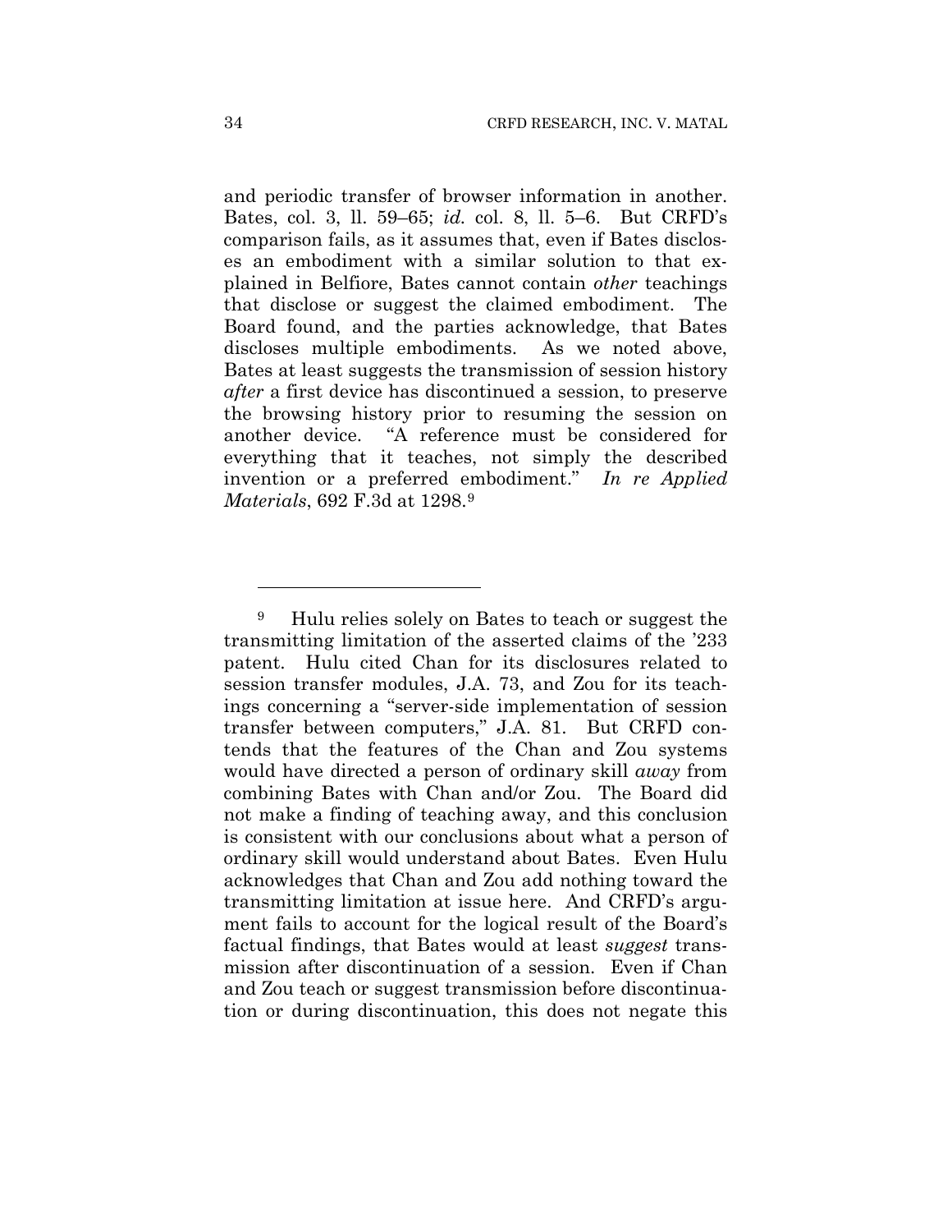and periodic transfer of browser information in another. Bates, col. 3, ll. 59–65; *id.* col. 8, ll. 5–6. But CRFD's comparison fails, as it assumes that, even if Bates discloses an embodiment with a similar solution to that explained in Belfiore, Bates cannot contain *other* teachings that disclose or suggest the claimed embodiment. The Board found, and the parties acknowledge, that Bates discloses multiple embodiments. As we noted above, Bates at least suggests the transmission of session history *after* a first device has discontinued a session, to preserve the browsing history prior to resuming the session on another device. "A reference must be considered for everything that it teaches, not simply the described invention or a preferred embodiment." *In re Applied Materials*, 692 F.3d at 1298.[9]

---

[9] Hulu relies solely on Bates to teach or suggest the transmitting limitation of the asserted claims of the '233 patent. Hulu cited Chan for its disclosures related to session transfer modules, J.A. 73, and Zou for its teachings concerning a "server-side implementation of session transfer between computers," J.A. 81. But CRFD contends that the features of the Chan and Zou systems would have directed a person of ordinary skill *away* from combining Bates with Chan and/or Zou. The Board did not make a finding of teaching away, and this conclusion is consistent with our conclusions about what a person of ordinary skill would understand about Bates. Even Hulu acknowledges that Chan and Zou add nothing toward the transmitting limitation at issue here. And CRFD's argument fails to account for the logical result of the Board's factual findings, that Bates would at least *suggest* transmission after discontinuation of a session. Even if Chan and Zou teach or suggest transmission before discontinuation or during discontinuation, this does not negate this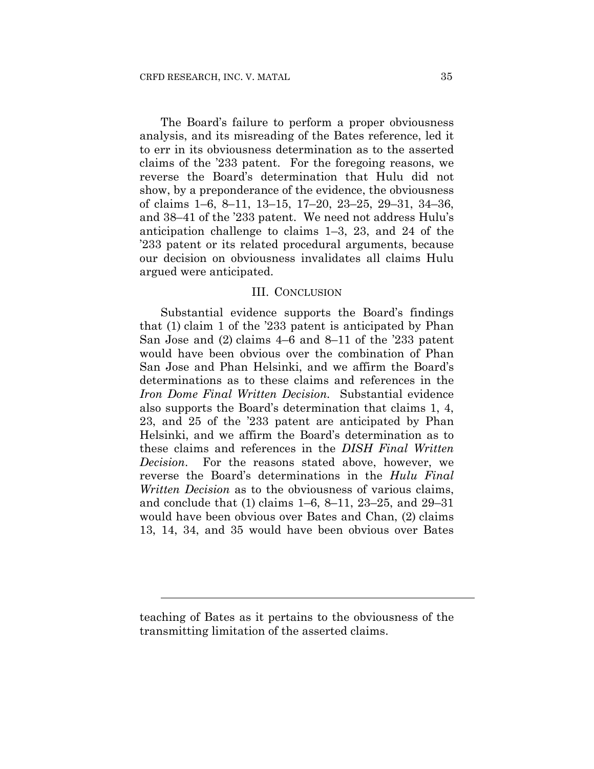The Board's failure to perform a proper obviousness analysis, and its misreading of the Bates reference, led it to err in its obviousness determination as to the asserted claims of the '233 patent. For the foregoing reasons, we reverse the Board's determination that Hulu did not show, by a preponderance of the evidence, the obviousness of claims 1–6, 8–11, 13–15, 17–20, 23–25, 29–31, 34–36, and 38–41 of the '233 patent. We need not address Hulu's anticipation challenge to claims 1–3, 23, and 24 of the '233 patent or its related procedural arguments, because our decision on obviousness invalidates all claims Hulu argued were anticipated.

## III. CONCLUSION

Substantial evidence supports the Board's findings that (1) claim 1 of the '233 patent is anticipated by Phan San Jose and (2) claims 4–6 and 8–11 of the '233 patent would have been obvious over the combination of Phan San Jose and Phan Helsinki, and we affirm the Board's determinations as to these claims and references in the *Iron Dome Final Written Decision*. Substantial evidence also supports the Board's determination that claims 1, 4, 23, and 25 of the '233 patent are anticipated by Phan Helsinki, and we affirm the Board's determination as to these claims and references in the *DISH Final Written Decision*. For the reasons stated above, however, we reverse the Board's determinations in the *Hulu Final Written Decision* as to the obviousness of various claims, and conclude that (1) claims 1–6, 8–11, 23–25, and 29–31 would have been obvious over Bates and Chan, (2) claims 13, 14, 34, and 35 would have been obvious over Bates

---

teaching of Bates as it pertains to the obviousness of the transmitting limitation of the asserted claims.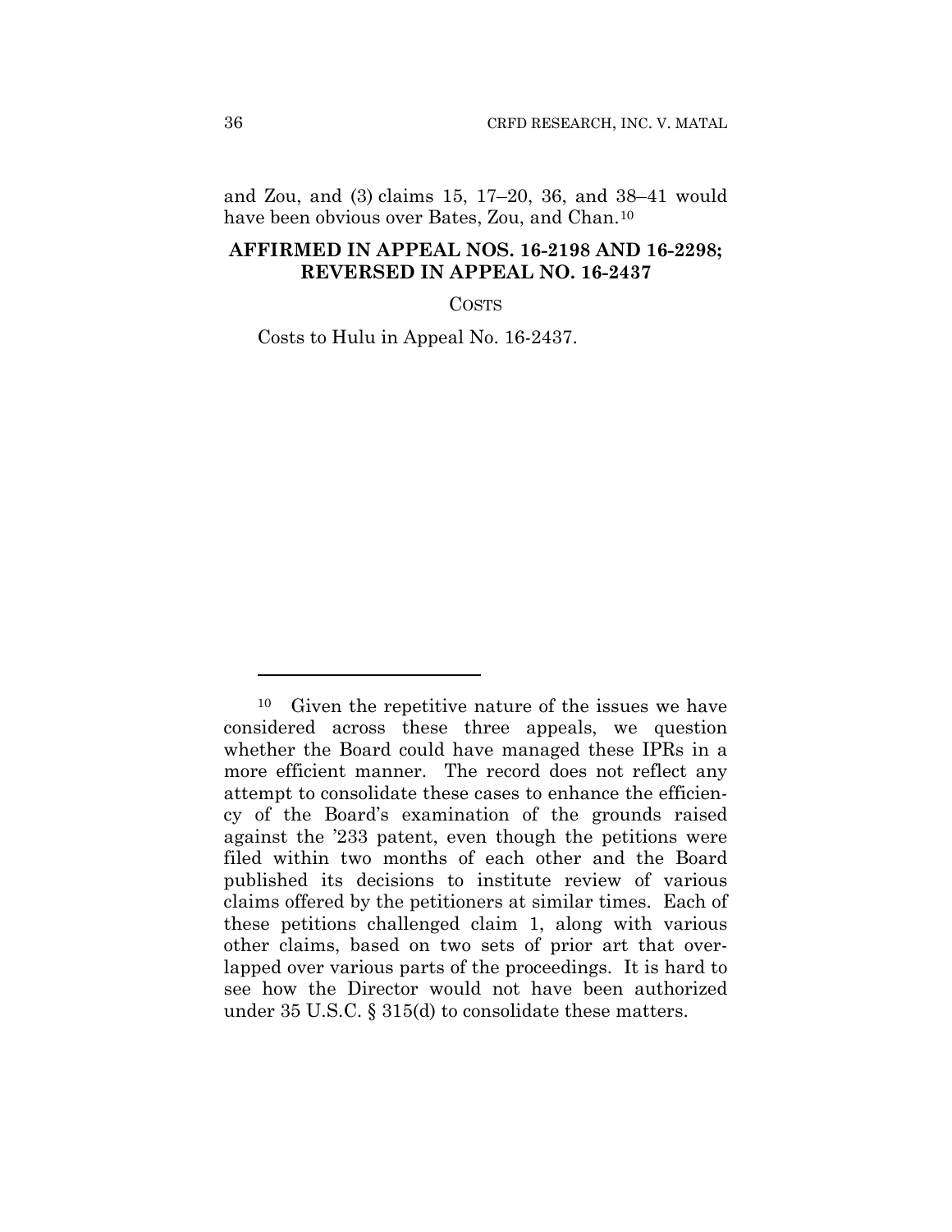and Zou, and (3) claims 15, 17–20, 36, and 38–41 would have been obvious over Bates, Zou, and Chan.[10]

**AFFIRMED IN APPEAL NOS. 16-2198 AND 16-2298; REVERSED IN APPEAL NO. 16-2437**

COSTS

Costs to Hulu in Appeal No. 16-2437.

---

[10] Given the repetitive nature of the issues we have considered across these three appeals, we question whether the Board could have managed these IPRs in a more efficient manner. The record does not reflect any attempt to consolidate these cases to enhance the efficiency of the Board's examination of the grounds raised against the '233 patent, even though the petitions were filed within two months of each other and the Board published its decisions to institute review of various claims offered by the petitioners at similar times. Each of these petitions challenged claim 1, along with various other claims, based on two sets of prior art that overlapped over various parts of the proceedings. It is hard to see how the Director would not have been authorized under 35 U.S.C. § 315(d) to consolidate these matters.